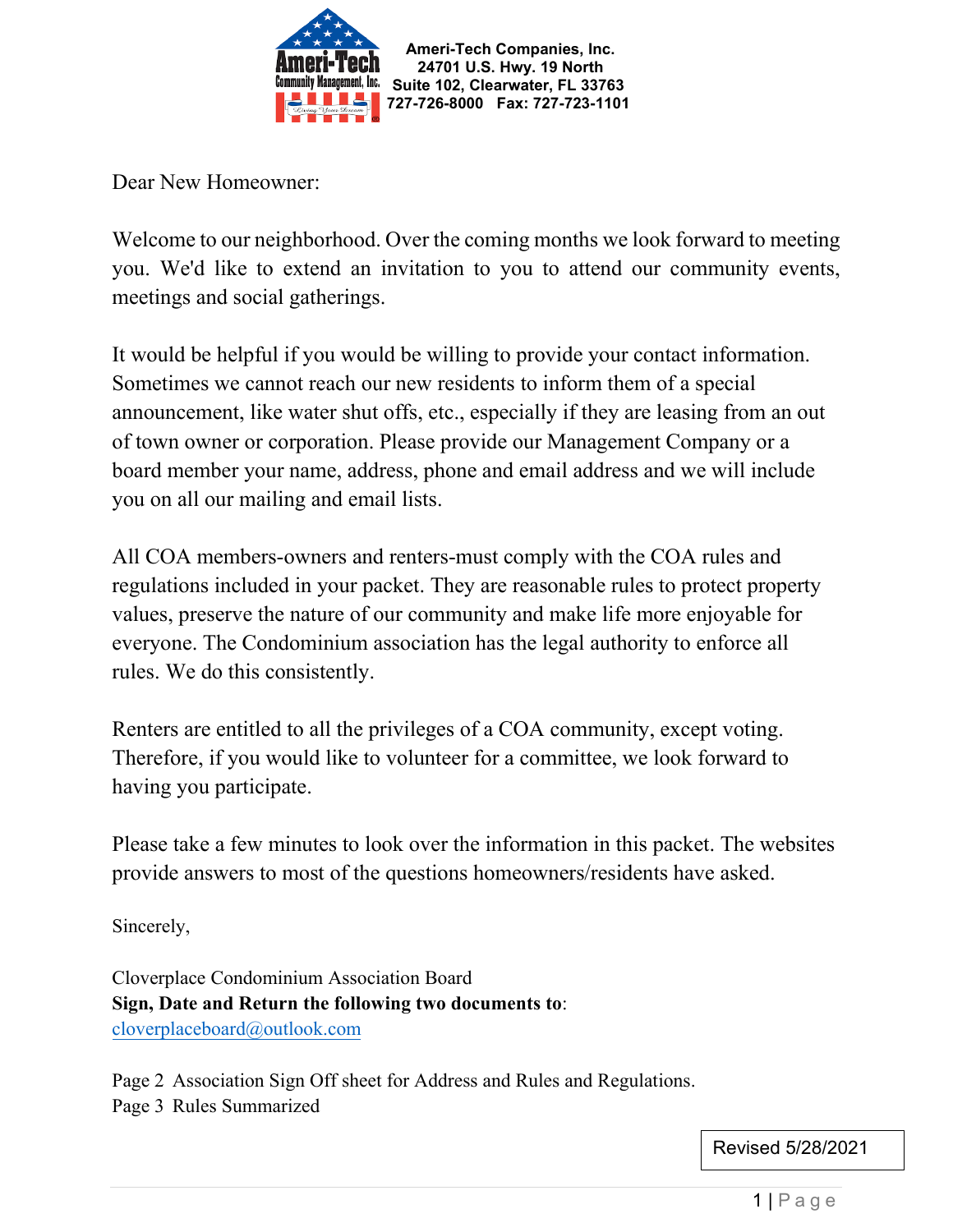**Ameri-Tech Companies, Inc.**
**24701 U.S. Hwy. 19 North**
**Suite 102, Clearwater, FL 33763**
**727-726-8000 Fax: 727-723-1101**

Dear New Homeowner:

Welcome to our neighborhood. Over the coming months we look forward to meeting you. We'd like to extend an invitation to you to attend our community events, meetings and social gatherings.

It would be helpful if you would be willing to provide your contact information. Sometimes we cannot reach our new residents to inform them of a special announcement, like water shut offs, etc., especially if they are leasing from an out of town owner or corporation. Please provide our Management Company or a board member your name, address, phone and email address and we will include you on all our mailing and email lists.

All COA members-owners and renters-must comply with the COA rules and regulations included in your packet. They are reasonable rules to protect property values, preserve the nature of our community and make life more enjoyable for everyone. The Condominium association has the legal authority to enforce all rules. We do this consistently.

Renters are entitled to all the privileges of a COA community, except voting. Therefore, if you would like to volunteer for a committee, we look forward to having you participate.

Please take a few minutes to look over the information in this packet. The websites provide answers to most of the questions homeowners/residents have asked.

Sincerely,

Cloverplace Condominium Association Board
**Sign, Date and Return the following two documents to**:
cloverplaceboard@outlook.com

Page 2 Association Sign Off sheet for Address and Rules and Regulations.
Page 3 Rules Summarized

Revised 5/28/2021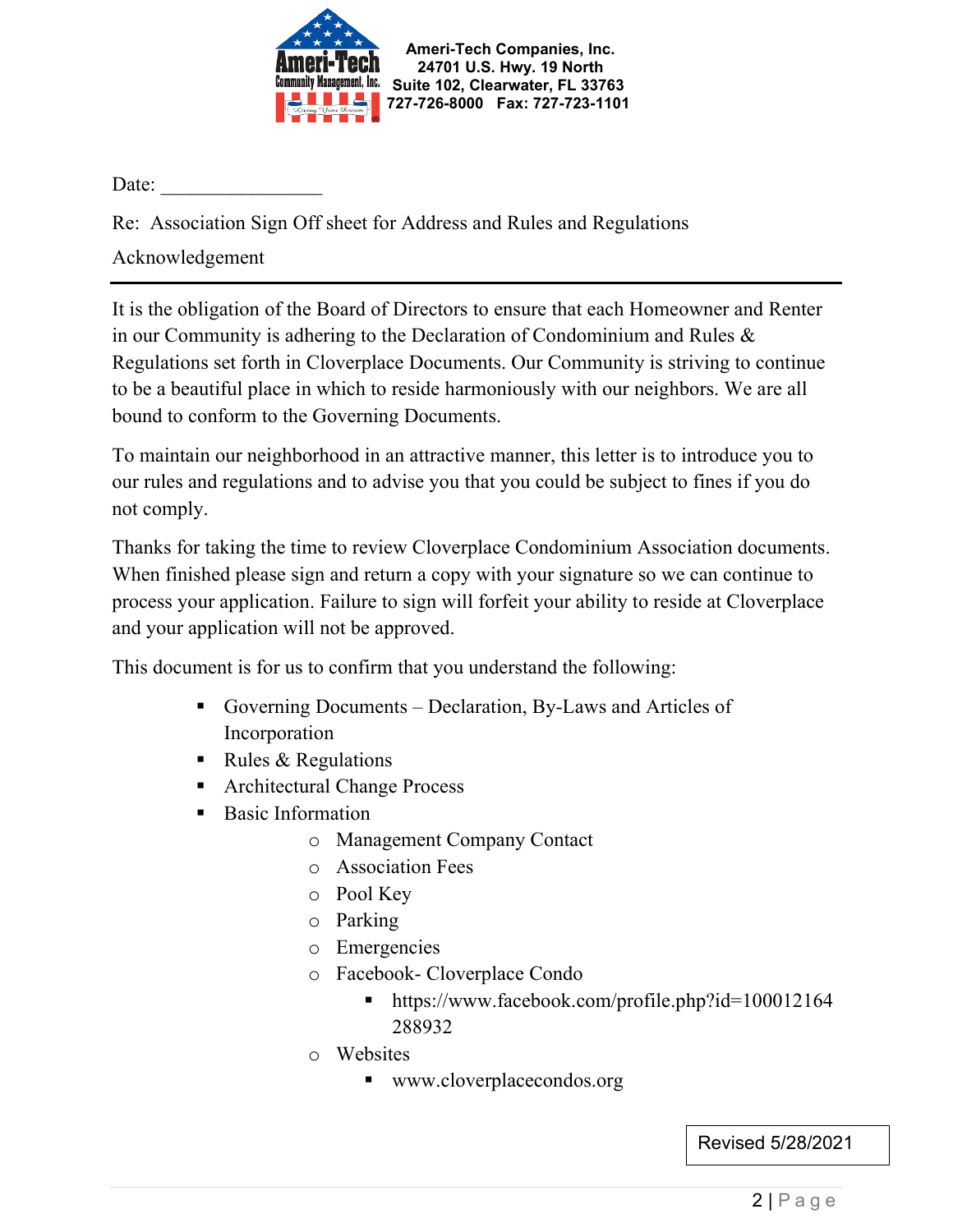**Ameri-Tech Companies, Inc.**
**24701 U.S. Hwy. 19 North**
**Suite 102, Clearwater, FL 33763**
**727-726-8000 Fax: 727-723-1101**

Date: ________________

Re: Association Sign Off sheet for Address and Rules and Regulations Acknowledgement

---

It is the obligation of the Board of Directors to ensure that each Homeowner and Renter in our Community is adhering to the Declaration of Condominium and Rules & Regulations set forth in Cloverplace Documents. Our Community is striving to continue to be a beautiful place in which to reside harmoniously with our neighbors. We are all bound to conform to the Governing Documents.

To maintain our neighborhood in an attractive manner, this letter is to introduce you to our rules and regulations and to advise you that you could be subject to fines if you do not comply.

Thanks for taking the time to review Cloverplace Condominium Association documents. When finished please sign and return a copy with your signature so we can continue to process your application. Failure to sign will forfeit your ability to reside at Cloverplace and your application will not be approved.

This document is for us to confirm that you understand the following:

- Governing Documents – Declaration, By-Laws and Articles of Incorporation
- Rules & Regulations
- Architectural Change Process
- Basic Information
  - Management Company Contact
  - Association Fees
  - Pool Key
  - Parking
  - Emergencies
  - Facebook- Cloverplace Condo
    - https://www.facebook.com/profile.php?id=100012164288932
  - Websites
    - www.cloverplacecondos.org

Revised 5/28/2021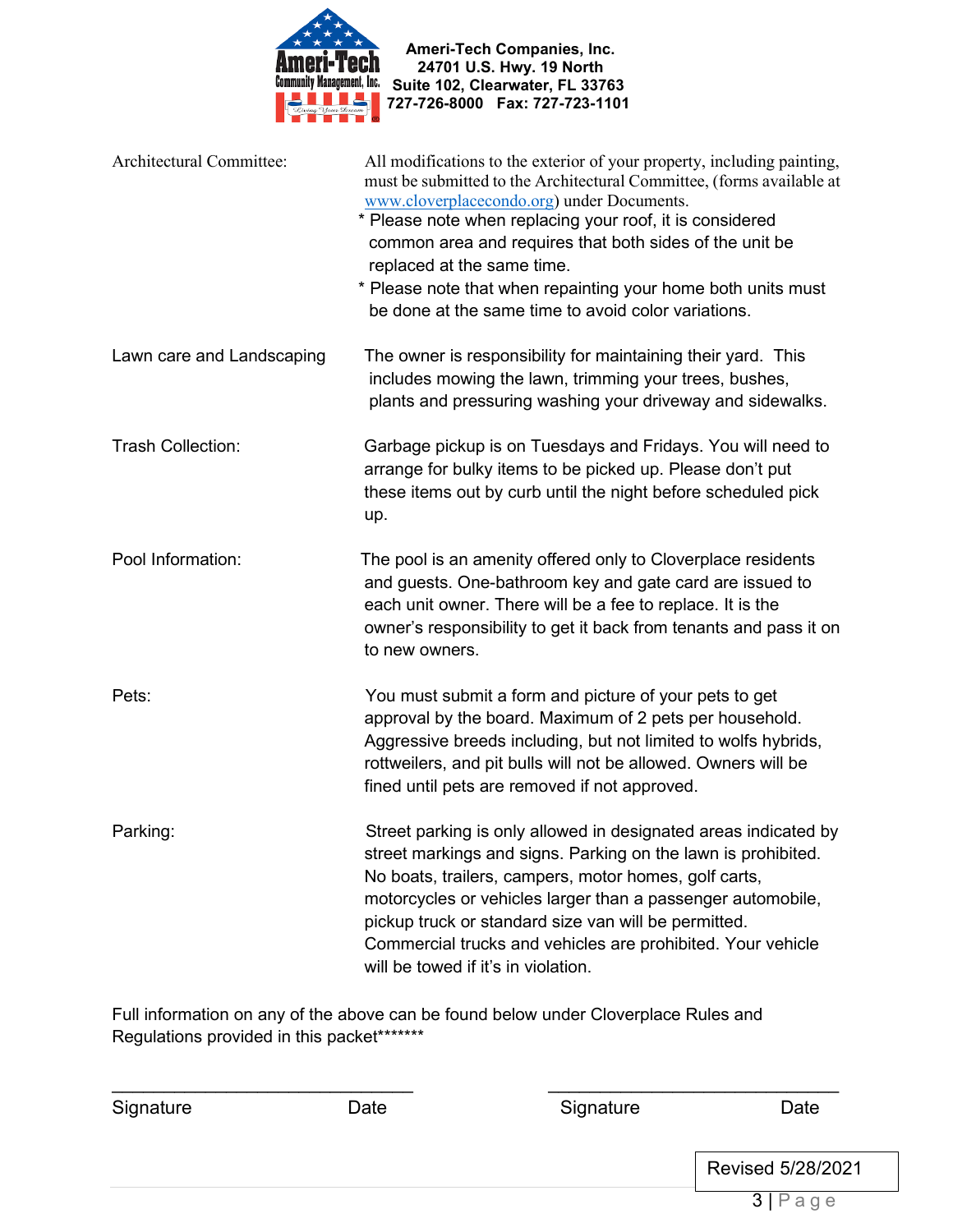**Ameri-Tech Companies, Inc.**
**24701 U.S. Hwy. 19 North**
**Suite 102, Clearwater, FL 33763**
**727-726-8000 Fax: 727-723-1101**

| | |
|---|---|
| Architectural Committee: | All modifications to the exterior of your property, including painting, must be submitted to the Architectural Committee, (forms available at www.cloverplacecondo.org) under Documents.<br>* Please note when replacing your roof, it is considered common area and requires that both sides of the unit be replaced at the same time.<br>* Please note that when repainting your home both units must be done at the same time to avoid color variations. |
| Lawn care and Landscaping | The owner is responsibility for maintaining their yard. This includes mowing the lawn, trimming your trees, bushes, plants and pressuring washing your driveway and sidewalks. |
| Trash Collection: | Garbage pickup is on Tuesdays and Fridays. You will need to arrange for bulky items to be picked up. Please don't put these items out by curb until the night before scheduled pick up. |
| Pool Information: | The pool is an amenity offered only to Cloverplace residents and guests. One-bathroom key and gate card are issued to each unit owner. There will be a fee to replace. It is the owner's responsibility to get it back from tenants and pass it on to new owners. |
| Pets: | You must submit a form and picture of your pets to get approval by the board. Maximum of 2 pets per household. Aggressive breeds including, but not limited to wolfs hybrids, rottweilers, and pit bulls will not be allowed. Owners will be fined until pets are removed if not approved. |
| Parking: | Street parking is only allowed in designated areas indicated by street markings and signs. Parking on the lawn is prohibited. No boats, trailers, campers, motor homes, golf carts, motorcycles or vehicles larger than a passenger automobile, pickup truck or standard size van will be permitted. Commercial trucks and vehicles are prohibited. Your vehicle will be towed if it's in violation. |

Full information on any of the above can be found below under Cloverplace Rules and Regulations provided in this packet*******

\_\_\_\_\_\_\_\_\_\_\_\_\_\_\_\_\_\_\_\_\_\_\_\_\_\_\_\_\_\_ \_\_\_\_\_\_\_\_\_\_\_\_\_\_\_\_\_\_\_\_\_\_\_\_\_\_\_\_\_\_
Signature Date Signature Date

Revised 5/28/2021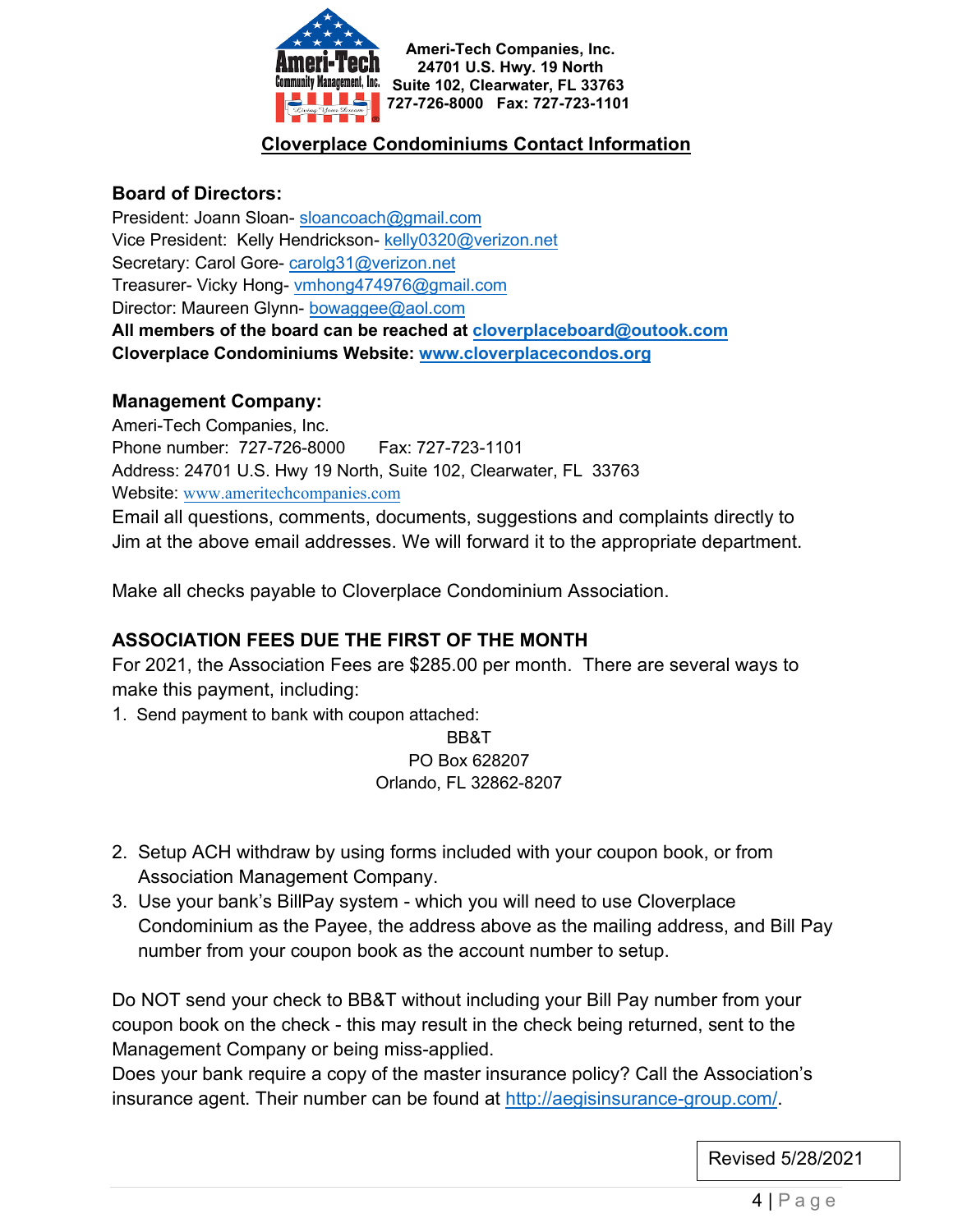Ameri-Tech Companies, Inc.
24701 U.S. Hwy. 19 North
Suite 102, Clearwater, FL 33763
727-726-8000 Fax: 727-723-1101

## Cloverplace Condominiums Contact Information

### Board of Directors:

President: Joann Sloan- sloancoach@gmail.com
Vice President: Kelly Hendrickson- kelly0320@verizon.net
Secretary: Carol Gore- carolg31@verizon.net
Treasurer- Vicky Hong- vmhong474976@gmail.com
Director: Maureen Glynn- bowaggee@aol.com
**All members of the board can be reached at cloverplaceboard@outook.com**
**Cloverplace Condominiums Website: www.cloverplacecondos.org**

### Management Company:

Ameri-Tech Companies, Inc.
Phone number: 727-726-8000 Fax: 727-723-1101
Address: 24701 U.S. Hwy 19 North, Suite 102, Clearwater, FL 33763
Website: www.ameritechcompanies.com
Email all questions, comments, documents, suggestions and complaints directly to Jim at the above email addresses. We will forward it to the appropriate department.

Make all checks payable to Cloverplace Condominium Association.

### ASSOCIATION FEES DUE THE FIRST OF THE MONTH

For 2021, the Association Fees are $285.00 per month. There are several ways to make this payment, including:

1. Send payment to bank with coupon attached:

   BB&T
   PO Box 628207
   Orlando, FL 32862-8207

2. Setup ACH withdraw by using forms included with your coupon book, or from Association Management Company.
3. Use your bank's BillPay system - which you will need to use Cloverplace Condominium as the Payee, the address above as the mailing address, and Bill Pay number from your coupon book as the account number to setup.

Do NOT send your check to BB&T without including your Bill Pay number from your coupon book on the check - this may result in the check being returned, sent to the Management Company or being miss-applied.
Does your bank require a copy of the master insurance policy? Call the Association's insurance agent. Their number can be found at http://aegisinsurance-group.com/.

Revised 5/28/2021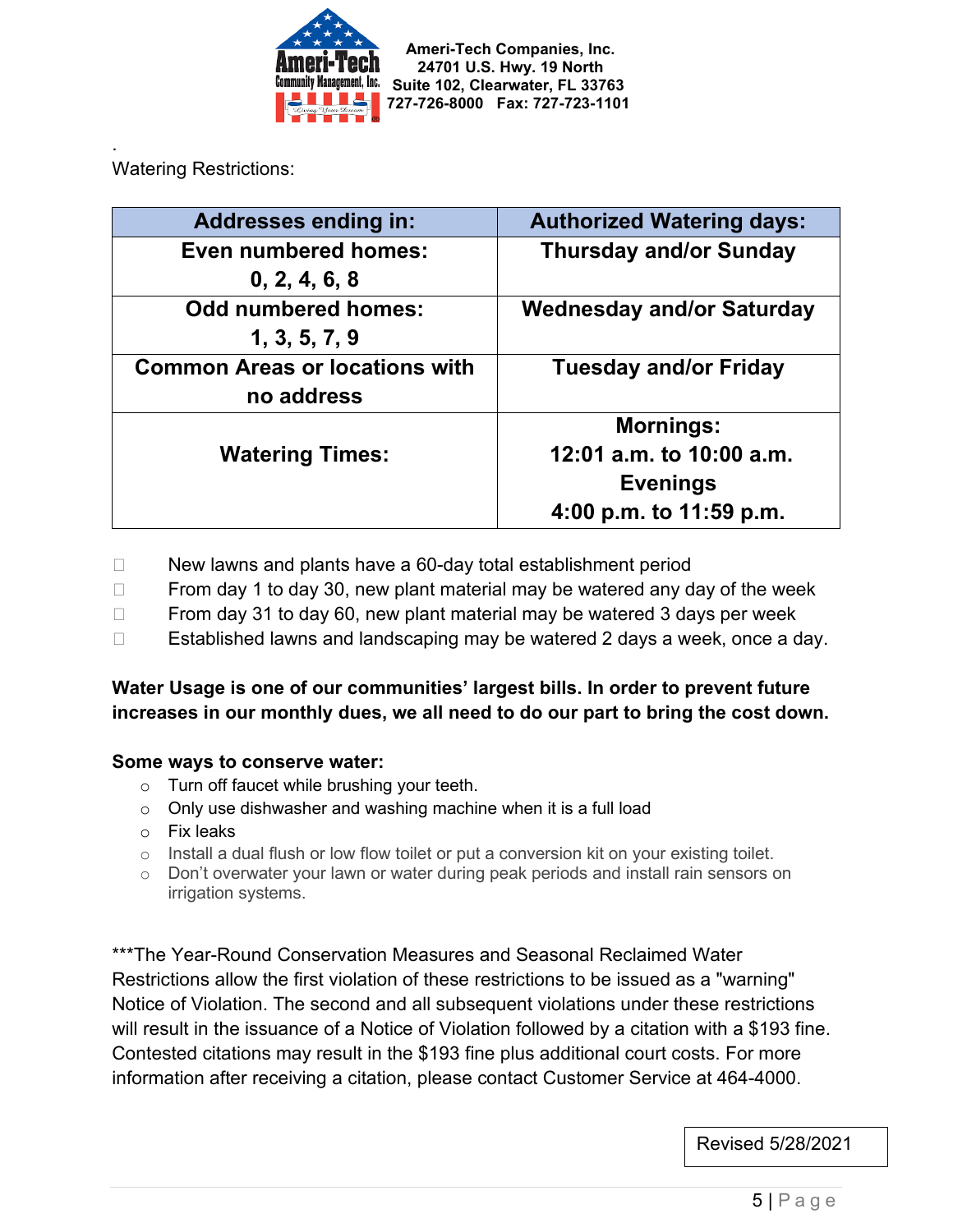**Ameri-Tech Companies, Inc.**
**24701 U.S. Hwy. 19 North**
**Suite 102, Clearwater, FL 33763**
**727-726-8000 Fax: 727-723-1101**

.
Watering Restrictions:

| Addresses ending in: | Authorized Watering days: |
|---|---|
| **Even numbered homes: 0, 2, 4, 6, 8** | **Thursday and/or Sunday** |
| **Odd numbered homes: 1, 3, 5, 7, 9** | **Wednesday and/or Saturday** |
| **Common Areas or locations with no address** | **Tuesday and/or Friday** |
| **Watering Times:** | **Mornings: 12:01 a.m. to 10:00 a.m. Evenings 4:00 p.m. to 11:59 p.m.** |

- New lawns and plants have a 60-day total establishment period
- From day 1 to day 30, new plant material may be watered any day of the week
- From day 31 to day 60, new plant material may be watered 3 days per week
- Established lawns and landscaping may be watered 2 days a week, once a day.

**Water Usage is one of our communities' largest bills. In order to prevent future increases in our monthly dues, we all need to do our part to bring the cost down.**

**Some ways to conserve water:**

- Turn off faucet while brushing your teeth.
- Only use dishwasher and washing machine when it is a full load
- Fix leaks
- Install a dual flush or low flow toilet or put a conversion kit on your existing toilet.
- Don't overwater your lawn or water during peak periods and install rain sensors on irrigation systems.

***The Year-Round Conservation Measures and Seasonal Reclaimed Water Restrictions allow the first violation of these restrictions to be issued as a "warning" Notice of Violation. The second and all subsequent violations under these restrictions will result in the issuance of a Notice of Violation followed by a citation with a $193 fine. Contested citations may result in the $193 fine plus additional court costs. For more information after receiving a citation, please contact Customer Service at 464-4000.

Revised 5/28/2021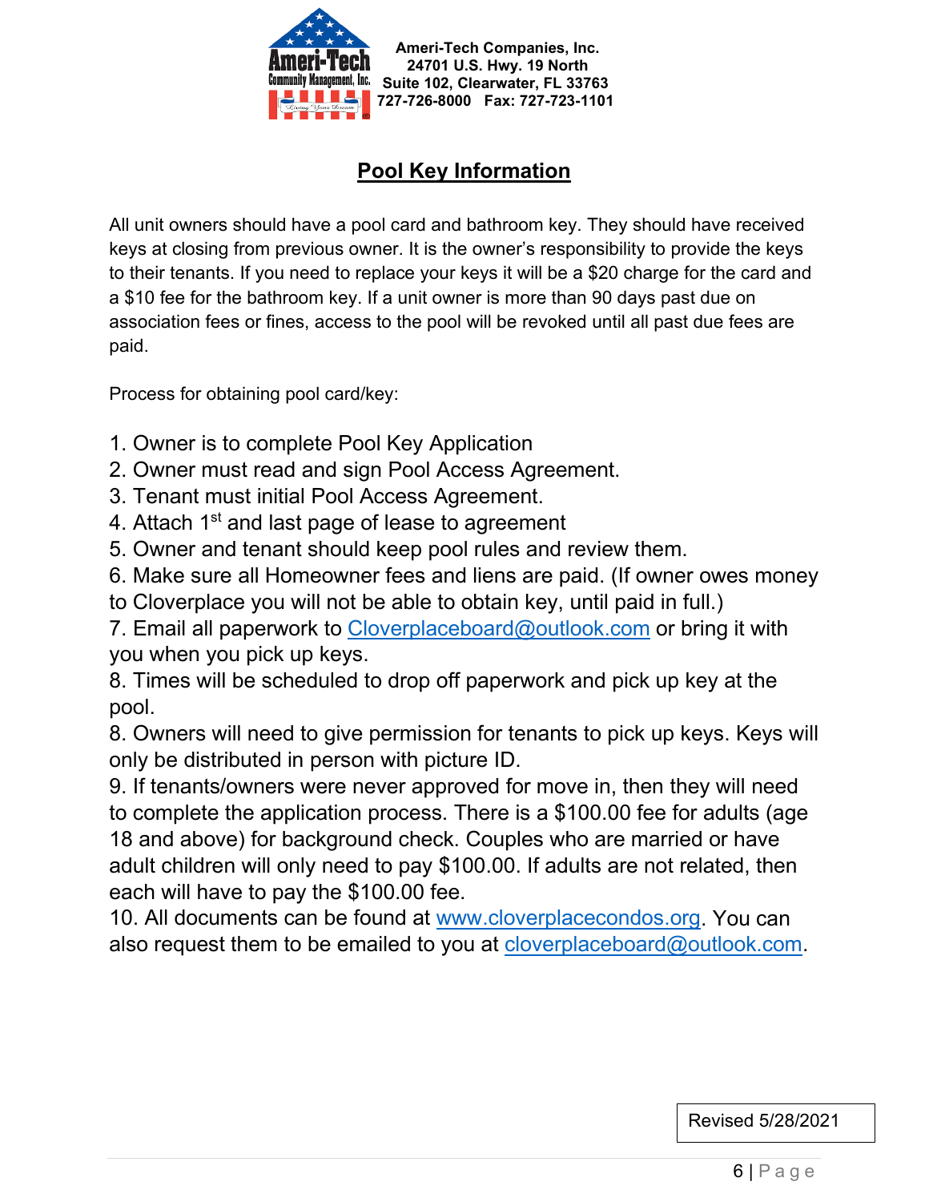**Ameri-Tech Companies, Inc.**
**24701 U.S. Hwy. 19 North**
**Suite 102, Clearwater, FL 33763**
**727-726-8000 Fax: 727-723-1101**

## Pool Key Information

All unit owners should have a pool card and bathroom key. They should have received keys at closing from previous owner. It is the owner's responsibility to provide the keys to their tenants. If you need to replace your keys it will be a $20 charge for the card and a $10 fee for the bathroom key. If a unit owner is more than 90 days past due on association fees or fines, access to the pool will be revoked until all past due fees are paid.

Process for obtaining pool card/key:

1. Owner is to complete Pool Key Application
2. Owner must read and sign Pool Access Agreement.
3. Tenant must initial Pool Access Agreement.
4. Attach 1st and last page of lease to agreement
5. Owner and tenant should keep pool rules and review them.
6. Make sure all Homeowner fees and liens are paid. (If owner owes money to Cloverplace you will not be able to obtain key, until paid in full.)
7. Email all paperwork to Cloverplaceboard@outlook.com or bring it with you when you pick up keys.
8. Times will be scheduled to drop off paperwork and pick up key at the pool.
8. Owners will need to give permission for tenants to pick up keys. Keys will only be distributed in person with picture ID.
9. If tenants/owners were never approved for move in, then they will need to complete the application process. There is a $100.00 fee for adults (age 18 and above) for background check. Couples who are married or have adult children will only need to pay $100.00. If adults are not related, then each will have to pay the $100.00 fee.
10. All documents can be found at www.cloverplacecondos.org. You can also request them to be emailed to you at cloverplaceboard@outlook.com.

Revised 5/28/2021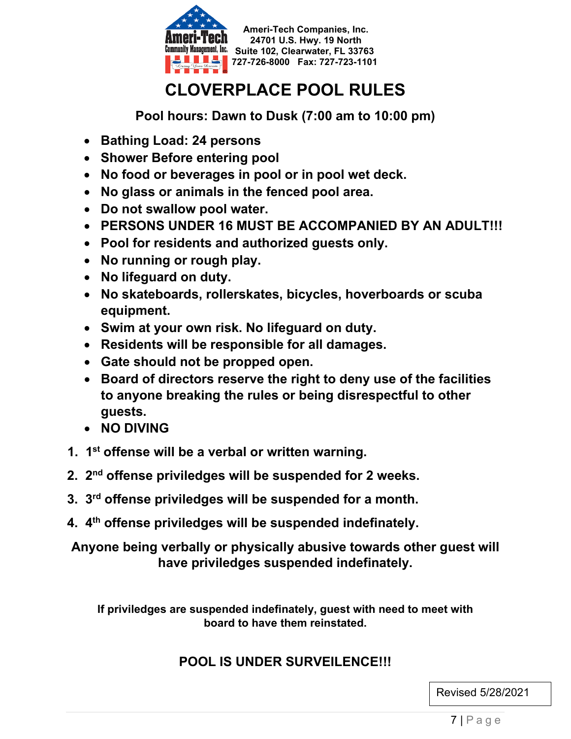Ameri-Tech Companies, Inc.
24701 U.S. Hwy. 19 North
Suite 102, Clearwater, FL 33763
727-726-8000 Fax: 727-723-1101

# CLOVERPLACE POOL RULES

**Pool hours: Dawn to Dusk (7:00 am to 10:00 pm)**

- **Bathing Load: 24 persons**
- **Shower Before entering pool**
- **No food or beverages in pool or in pool wet deck.**
- **No glass or animals in the fenced pool area.**
- **Do not swallow pool water.**
- **PERSONS UNDER 16 MUST BE ACCOMPANIED BY AN ADULT!!!**
- **Pool for residents and authorized guests only.**
- **No running or rough play.**
- **No lifeguard on duty.**
- **No skateboards, rollerskates, bicycles, hoverboards or scuba equipment.**
- **Swim at your own risk. No lifeguard on duty.**
- **Residents will be responsible for all damages.**
- **Gate should not be propped open.**
- **Board of directors reserve the right to deny use of the facilities to anyone breaking the rules or being disrespectful to other guests.**
- **NO DIVING**

1. **1st offense will be a verbal or written warning.**
2. **2nd offense priviledges will be suspended for 2 weeks.**
3. **3rd offense priviledges will be suspended for a month.**
4. **4th offense priviledges will be suspended indefinately.**

**Anyone being verbally or physically abusive towards other guest will have priviledges suspended indefinately.**

**If priviledges are suspended indefinately, guest with need to meet with board to have them reinstated.**

**POOL IS UNDER SURVEILENCE!!!**

Revised 5/28/2021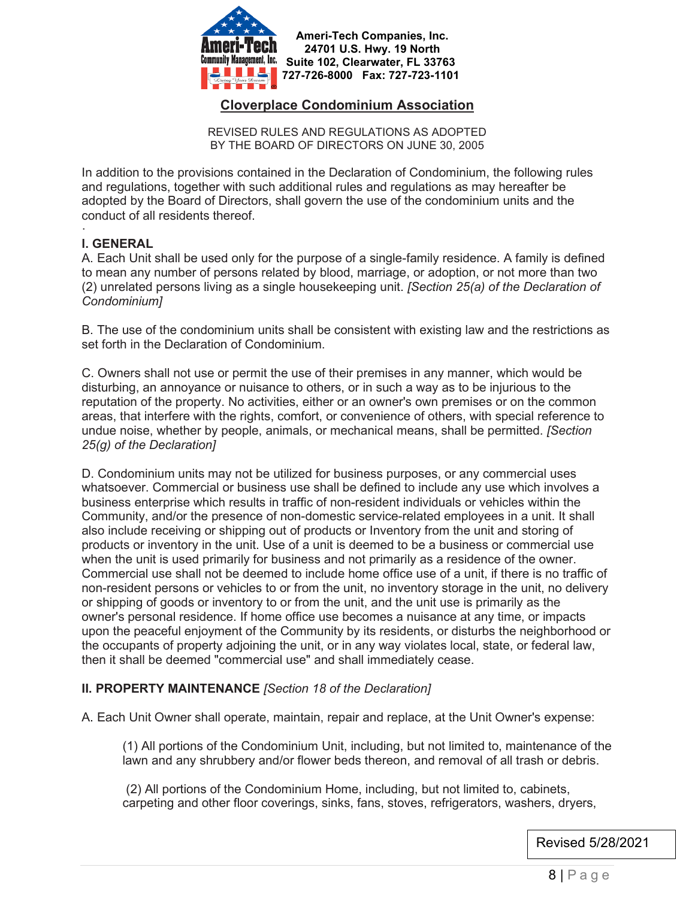**Ameri-Tech Companies, Inc.**
**24701 U.S. Hwy. 19 North**
**Suite 102, Clearwater, FL 33763**
**727-726-8000 Fax: 727-723-1101**

## Cloverplace Condominium Association

REVISED RULES AND REGULATIONS AS ADOPTED
BY THE BOARD OF DIRECTORS ON JUNE 30, 2005

In addition to the provisions contained in the Declaration of Condominium, the following rules and regulations, together with such additional rules and regulations as may hereafter be adopted by the Board of Directors, shall govern the use of the condominium units and the conduct of all residents thereof.

### I. GENERAL

A. Each Unit shall be used only for the purpose of a single-family residence. A family is defined to mean any number of persons related by blood, marriage, or adoption, or not more than two (2) unrelated persons living as a single housekeeping unit. *[Section 25(a) of the Declaration of Condominium]*

B. The use of the condominium units shall be consistent with existing law and the restrictions as set forth in the Declaration of Condominium.

C. Owners shall not use or permit the use of their premises in any manner, which would be disturbing, an annoyance or nuisance to others, or in such a way as to be injurious to the reputation of the property. No activities, either or an owner's own premises or on the common areas, that interfere with the rights, comfort, or convenience of others, with special reference to undue noise, whether by people, animals, or mechanical means, shall be permitted. *[Section 25(g) of the Declaration]*

D. Condominium units may not be utilized for business purposes, or any commercial uses whatsoever. Commercial or business use shall be defined to include any use which involves a business enterprise which results in traffic of non-resident individuals or vehicles within the Community, and/or the presence of non-domestic service-related employees in a unit. It shall also include receiving or shipping out of products or Inventory from the unit and storing of products or inventory in the unit. Use of a unit is deemed to be a business or commercial use when the unit is used primarily for business and not primarily as a residence of the owner. Commercial use shall not be deemed to include home office use of a unit, if there is no traffic of non-resident persons or vehicles to or from the unit, no inventory storage in the unit, no delivery or shipping of goods or inventory to or from the unit, and the unit use is primarily as the owner's personal residence. If home office use becomes a nuisance at any time, or impacts upon the peaceful enjoyment of the Community by its residents, or disturbs the neighborhood or the occupants of property adjoining the unit, or in any way violates local, state, or federal law, then it shall be deemed "commercial use" and shall immediately cease.

### II. PROPERTY MAINTENANCE *[Section 18 of the Declaration]*

A. Each Unit Owner shall operate, maintain, repair and replace, at the Unit Owner's expense:

(1) All portions of the Condominium Unit, including, but not limited to, maintenance of the lawn and any shrubbery and/or flower beds thereon, and removal of all trash or debris.

(2) All portions of the Condominium Home, including, but not limited to, cabinets, carpeting and other floor coverings, sinks, fans, stoves, refrigerators, washers, dryers,

Revised 5/28/2021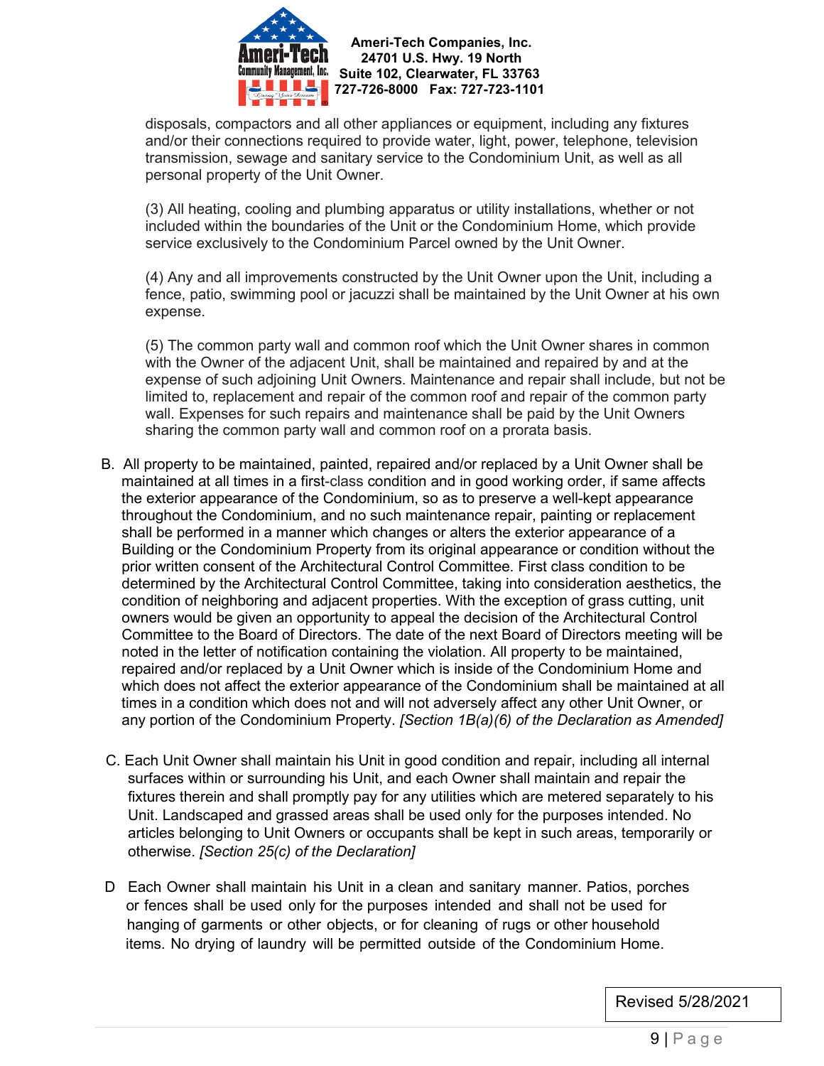disposals, compactors and all other appliances or equipment, including any fixtures and/or their connections required to provide water, light, power, telephone, television transmission, sewage and sanitary service to the Condominium Unit, as well as all personal property of the Unit Owner.

(3) All heating, cooling and plumbing apparatus or utility installations, whether or not included within the boundaries of the Unit or the Condominium Home, which provide service exclusively to the Condominium Parcel owned by the Unit Owner.

(4) Any and all improvements constructed by the Unit Owner upon the Unit, including a fence, patio, swimming pool or jacuzzi shall be maintained by the Unit Owner at his own expense.

(5) The common party wall and common roof which the Unit Owner shares in common with the Owner of the adjacent Unit, shall be maintained and repaired by and at the expense of such adjoining Unit Owners. Maintenance and repair shall include, but not be limited to, replacement and repair of the common roof and repair of the common party wall. Expenses for such repairs and maintenance shall be paid by the Unit Owners sharing the common party wall and common roof on a prorata basis.

B. All property to be maintained, painted, repaired and/or replaced by a Unit Owner shall be maintained at all times in a first-class condition and in good working order, if same affects the exterior appearance of the Condominium, so as to preserve a well-kept appearance throughout the Condominium, and no such maintenance repair, painting or replacement shall be performed in a manner which changes or alters the exterior appearance of a Building or the Condominium Property from its original appearance or condition without the prior written consent of the Architectural Control Committee. First class condition to be determined by the Architectural Control Committee, taking into consideration aesthetics, the condition of neighboring and adjacent properties. With the exception of grass cutting, unit owners would be given an opportunity to appeal the decision of the Architectural Control Committee to the Board of Directors. The date of the next Board of Directors meeting will be noted in the letter of notification containing the violation. All property to be maintained, repaired and/or replaced by a Unit Owner which is inside of the Condominium Home and which does not affect the exterior appearance of the Condominium shall be maintained at all times in a condition which does not and will not adversely affect any other Unit Owner, or any portion of the Condominium Property. *[Section 1B(a)(6) of the Declaration as Amended]*

C. Each Unit Owner shall maintain his Unit in good condition and repair, including all internal surfaces within or surrounding his Unit, and each Owner shall maintain and repair the fixtures therein and shall promptly pay for any utilities which are metered separately to his Unit. Landscaped and grassed areas shall be used only for the purposes intended. No articles belonging to Unit Owners or occupants shall be kept in such areas, temporarily or otherwise. *[Section 25(c) of the Declaration]*

D Each Owner shall maintain his Unit in a clean and sanitary manner. Patios, porches or fences shall be used only for the purposes intended and shall not be used for hanging of garments or other objects, or for cleaning of rugs or other household items. No drying of laundry will be permitted outside of the Condominium Home.

Revised 5/28/2021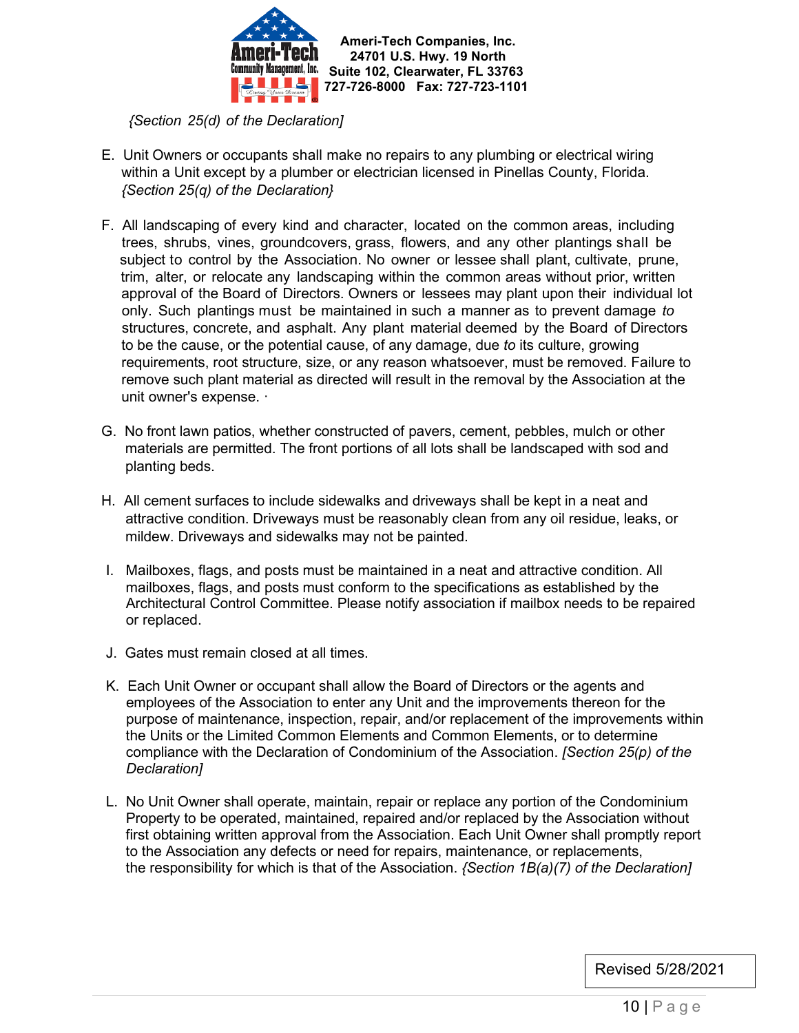*{Section 25(d) of the Declaration]*

E. Unit Owners or occupants shall make no repairs to any plumbing or electrical wiring within a Unit except by a plumber or electrician licensed in Pinellas County, Florida. *{Section 25(q) of the Declaration}*

F. All landscaping of every kind and character, located on the common areas, including trees, shrubs, vines, groundcovers, grass, flowers, and any other plantings shall be subject to control by the Association. No owner or lessee shall plant, cultivate, prune, trim, alter, or relocate any landscaping within the common areas without prior, written approval of the Board of Directors. Owners or lessees may plant upon their individual lot only. Such plantings must be maintained in such a manner as to prevent damage *to* structures, concrete, and asphalt. Any plant material deemed by the Board of Directors to be the cause, or the potential cause, of any damage, due *to* its culture, growing requirements, root structure, size, or any reason whatsoever, must be removed. Failure to remove such plant material as directed will result in the removal by the Association at the unit owner's expense. ·

G. No front lawn patios, whether constructed of pavers, cement, pebbles, mulch or other materials are permitted. The front portions of all lots shall be landscaped with sod and planting beds.

H. All cement surfaces to include sidewalks and driveways shall be kept in a neat and attractive condition. Driveways must be reasonably clean from any oil residue, leaks, or mildew. Driveways and sidewalks may not be painted.

I. Mailboxes, flags, and posts must be maintained in a neat and attractive condition. All mailboxes, flags, and posts must conform to the specifications as established by the Architectural Control Committee. Please notify association if mailbox needs to be repaired or replaced.

J. Gates must remain closed at all times.

K. Each Unit Owner or occupant shall allow the Board of Directors or the agents and employees of the Association to enter any Unit and the improvements thereon for the purpose of maintenance, inspection, repair, and/or replacement of the improvements within the Units or the Limited Common Elements and Common Elements, or to determine compliance with the Declaration of Condominium of the Association. *[Section 25(p) of the Declaration]*

L. No Unit Owner shall operate, maintain, repair or replace any portion of the Condominium Property to be operated, maintained, repaired and/or replaced by the Association without first obtaining written approval from the Association. Each Unit Owner shall promptly report to the Association any defects or need for repairs, maintenance, or replacements, the responsibility for which is that of the Association. *{Section 1B(a)(7) of the Declaration]*

Revised 5/28/2021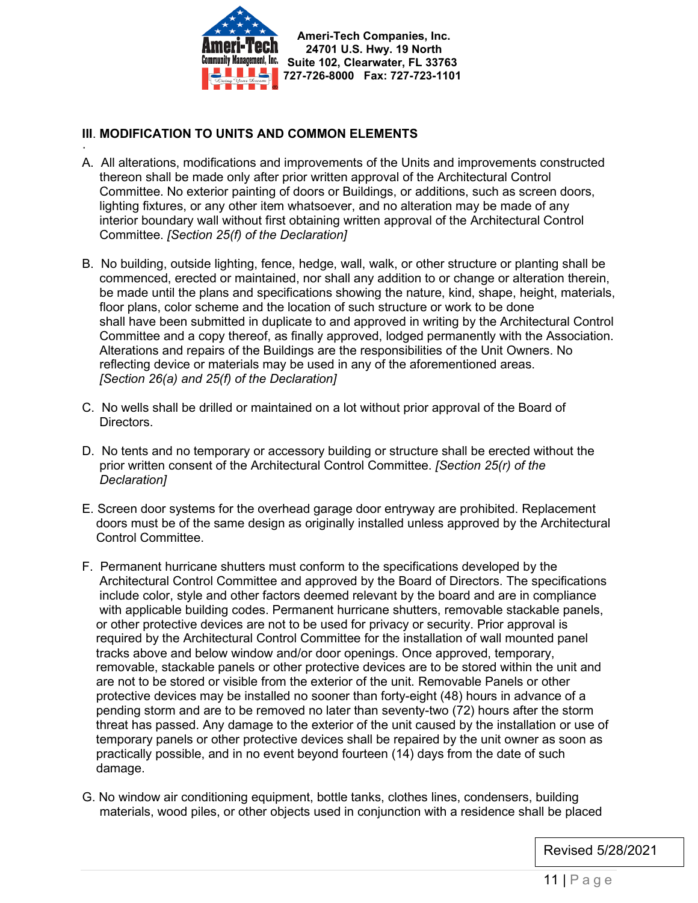## III. MODIFICATION TO UNITS AND COMMON ELEMENTS

A. All alterations, modifications and improvements of the Units and improvements constructed thereon shall be made only after prior written approval of the Architectural Control Committee. No exterior painting of doors or Buildings, or additions, such as screen doors, lighting fixtures, or any other item whatsoever, and no alteration may be made of any interior boundary wall without first obtaining written approval of the Architectural Control Committee. *[Section 25(f) of the Declaration]*

B. No building, outside lighting, fence, hedge, wall, walk, or other structure or planting shall be commenced, erected or maintained, nor shall any addition to or change or alteration therein, be made until the plans and specifications showing the nature, kind, shape, height, materials, floor plans, color scheme and the location of such structure or work to be done shall have been submitted in duplicate to and approved in writing by the Architectural Control Committee and a copy thereof, as finally approved, lodged permanently with the Association. Alterations and repairs of the Buildings are the responsibilities of the Unit Owners. No reflecting device or materials may be used in any of the aforementioned areas. *[Section 26(a) and 25(f) of the Declaration]*

C. No wells shall be drilled or maintained on a lot without prior approval of the Board of Directors.

D. No tents and no temporary or accessory building or structure shall be erected without the prior written consent of the Architectural Control Committee. *[Section 25(r) of the Declaration]*

E. Screen door systems for the overhead garage door entryway are prohibited. Replacement doors must be of the same design as originally installed unless approved by the Architectural Control Committee.

F. Permanent hurricane shutters must conform to the specifications developed by the Architectural Control Committee and approved by the Board of Directors. The specifications include color, style and other factors deemed relevant by the board and are in compliance with applicable building codes. Permanent hurricane shutters, removable stackable panels, or other protective devices are not to be used for privacy or security. Prior approval is required by the Architectural Control Committee for the installation of wall mounted panel tracks above and below window and/or door openings. Once approved, temporary, removable, stackable panels or other protective devices are to be stored within the unit and are not to be stored or visible from the exterior of the unit. Removable Panels or other protective devices may be installed no sooner than forty-eight (48) hours in advance of a pending storm and are to be removed no later than seventy-two (72) hours after the storm threat has passed. Any damage to the exterior of the unit caused by the installation or use of temporary panels or other protective devices shall be repaired by the unit owner as soon as practically possible, and in no event beyond fourteen (14) days from the date of such damage.

G. No window air conditioning equipment, bottle tanks, clothes lines, condensers, building materials, wood piles, or other objects used in conjunction with a residence shall be placed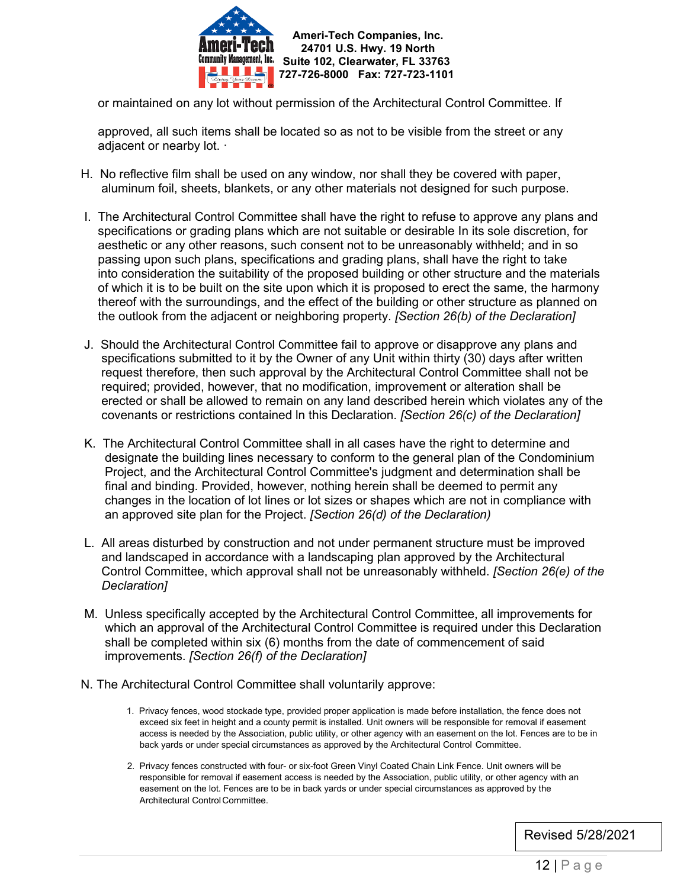or maintained on any lot without permission of the Architectural Control Committee. If

approved, all such items shall be located so as not to be visible from the street or any adjacent or nearby lot. ·

H. No reflective film shall be used on any window, nor shall they be covered with paper, aluminum foil, sheets, blankets, or any other materials not designed for such purpose.

I. The Architectural Control Committee shall have the right to refuse to approve any plans and specifications or grading plans which are not suitable or desirable In its sole discretion, for aesthetic or any other reasons, such consent not to be unreasonably withheld; and in so passing upon such plans, specifications and grading plans, shall have the right to take into consideration the suitability of the proposed building or other structure and the materials of which it is to be built on the site upon which it is proposed to erect the same, the harmony thereof with the surroundings, and the effect of the building or other structure as planned on the outlook from the adjacent or neighboring property. *[Section 26(b) of the Declaration]*

J. Should the Architectural Control Committee fail to approve or disapprove any plans and specifications submitted to it by the Owner of any Unit within thirty (30) days after written request therefore, then such approval by the Architectural Control Committee shall not be required; provided, however, that no modification, improvement or alteration shall be erected or shall be allowed to remain on any land described herein which violates any of the covenants or restrictions contained In this Declaration. *[Section 26(c) of the Declaration]*

K. The Architectural Control Committee shall in all cases have the right to determine and designate the building lines necessary to conform to the general plan of the Condominium Project, and the Architectural Control Committee's judgment and determination shall be final and binding. Provided, however, nothing herein shall be deemed to permit any changes in the location of lot lines or lot sizes or shapes which are not in compliance with an approved site plan for the Project. *[Section 26(d) of the Declaration)*

L. All areas disturbed by construction and not under permanent structure must be improved and landscaped in accordance with a landscaping plan approved by the Architectural Control Committee, which approval shall not be unreasonably withheld. *[Section 26(e) of the Declaration]*

M. Unless specifically accepted by the Architectural Control Committee, all improvements for which an approval of the Architectural Control Committee is required under this Declaration shall be completed within six (6) months from the date of commencement of said improvements. *[Section 26(f) of the Declaration]*

N. The Architectural Control Committee shall voluntarily approve:

1. Privacy fences, wood stockade type, provided proper application is made before installation, the fence does not exceed six feet in height and a county permit is installed. Unit owners will be responsible for removal if easement access is needed by the Association, public utility, or other agency with an easement on the lot. Fences are to be in back yards or under special circumstances as approved by the Architectural Control Committee.

2. Privacy fences constructed with four- or six-foot Green Vinyl Coated Chain Link Fence. Unit owners will be responsible for removal if easement access is needed by the Association, public utility, or other agency with an easement on the lot. Fences are to be in back yards or under special circumstances as approved by the Architectural Control Committee.

Revised 5/28/2021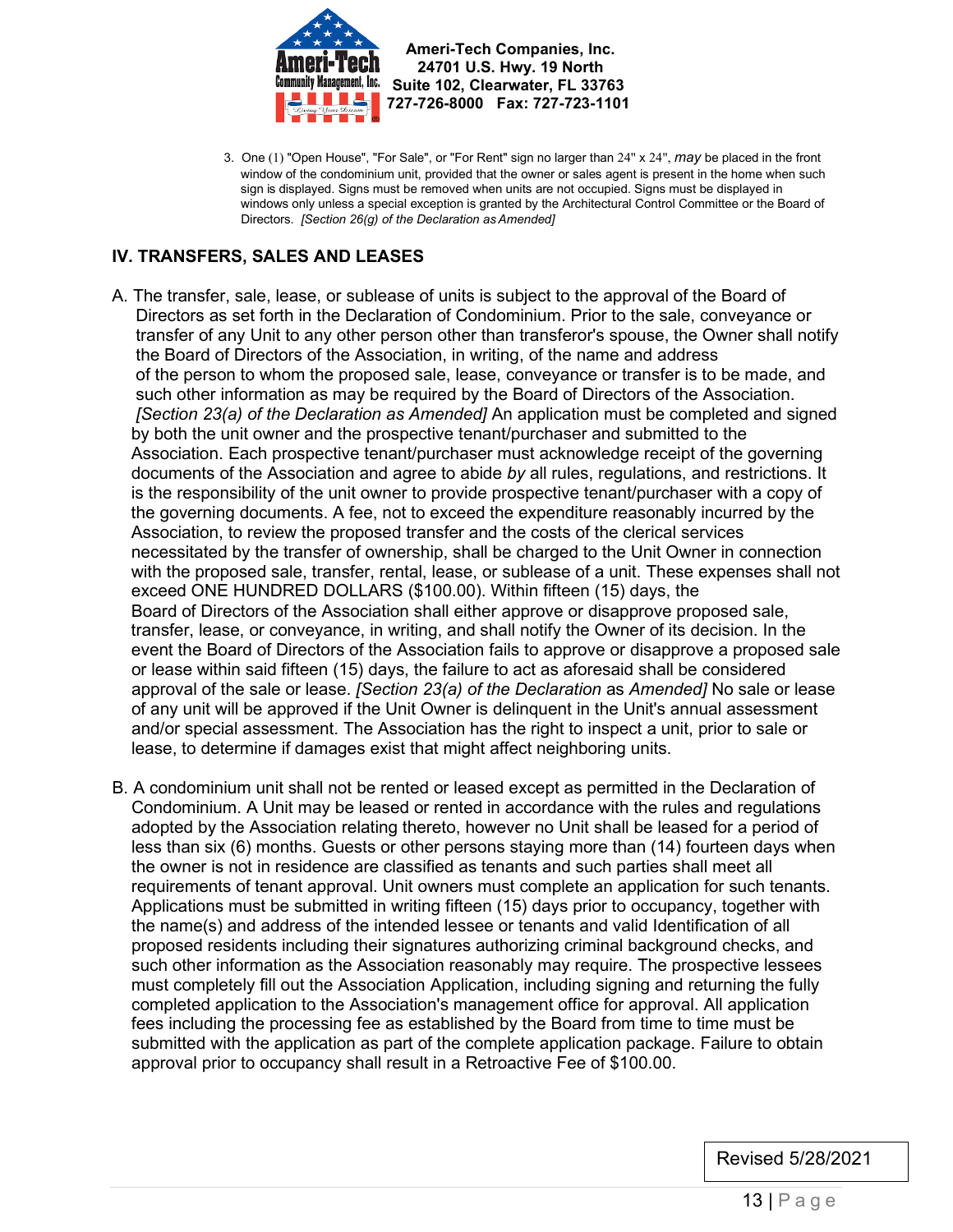3. One (1) "Open House", "For Sale", or "For Rent" sign no larger than 24" x 24", *may* be placed in the front window of the condominium unit, provided that the owner or sales agent is present in the home when such sign is displayed. Signs must be removed when units are not occupied. Signs must be displayed in windows only unless a special exception is granted by the Architectural Control Committee or the Board of Directors. *[Section 26(g) of the Declaration as Amended]*

## IV. TRANSFERS, SALES AND LEASES

A. The transfer, sale, lease, or sublease of units is subject to the approval of the Board of Directors as set forth in the Declaration of Condominium. Prior to the sale, conveyance or transfer of any Unit to any other person other than transferor's spouse, the Owner shall notify the Board of Directors of the Association, in writing, of the name and address of the person to whom the proposed sale, lease, conveyance or transfer is to be made, and such other information as may be required by the Board of Directors of the Association. *[Section 23(a) of the Declaration as Amended]* An application must be completed and signed by both the unit owner and the prospective tenant/purchaser and submitted to the Association. Each prospective tenant/purchaser must acknowledge receipt of the governing documents of the Association and agree to abide *by* all rules, regulations, and restrictions. It is the responsibility of the unit owner to provide prospective tenant/purchaser with a copy of the governing documents. A fee, not to exceed the expenditure reasonably incurred by the Association, to review the proposed transfer and the costs of the clerical services necessitated by the transfer of ownership, shall be charged to the Unit Owner in connection with the proposed sale, transfer, rental, lease, or sublease of a unit. These expenses shall not exceed ONE HUNDRED DOLLARS ($100.00). Within fifteen (15) days, the Board of Directors of the Association shall either approve or disapprove proposed sale, transfer, lease, or conveyance, in writing, and shall notify the Owner of its decision. In the event the Board of Directors of the Association fails to approve or disapprove a proposed sale or lease within said fifteen (15) days, the failure to act as aforesaid shall be considered approval of the sale or lease. *[Section 23(a) of the Declaration as Amended]* No sale or lease of any unit will be approved if the Unit Owner is delinquent in the Unit's annual assessment and/or special assessment. The Association has the right to inspect a unit, prior to sale or lease, to determine if damages exist that might affect neighboring units.

B. A condominium unit shall not be rented or leased except as permitted in the Declaration of Condominium. A Unit may be leased or rented in accordance with the rules and regulations adopted by the Association relating thereto, however no Unit shall be leased for a period of less than six (6) months. Guests or other persons staying more than (14) fourteen days when the owner is not in residence are classified as tenants and such parties shall meet all requirements of tenant approval. Unit owners must complete an application for such tenants. Applications must be submitted in writing fifteen (15) days prior to occupancy, together with the name(s) and address of the intended lessee or tenants and valid Identification of all proposed residents including their signatures authorizing criminal background checks, and such other information as the Association reasonably may require. The prospective lessees must completely fill out the Association Application, including signing and returning the fully completed application to the Association's management office for approval. All application fees including the processing fee as established by the Board from time to time must be submitted with the application as part of the complete application package. Failure to obtain approval prior to occupancy shall result in a Retroactive Fee of $100.00.

Revised 5/28/2021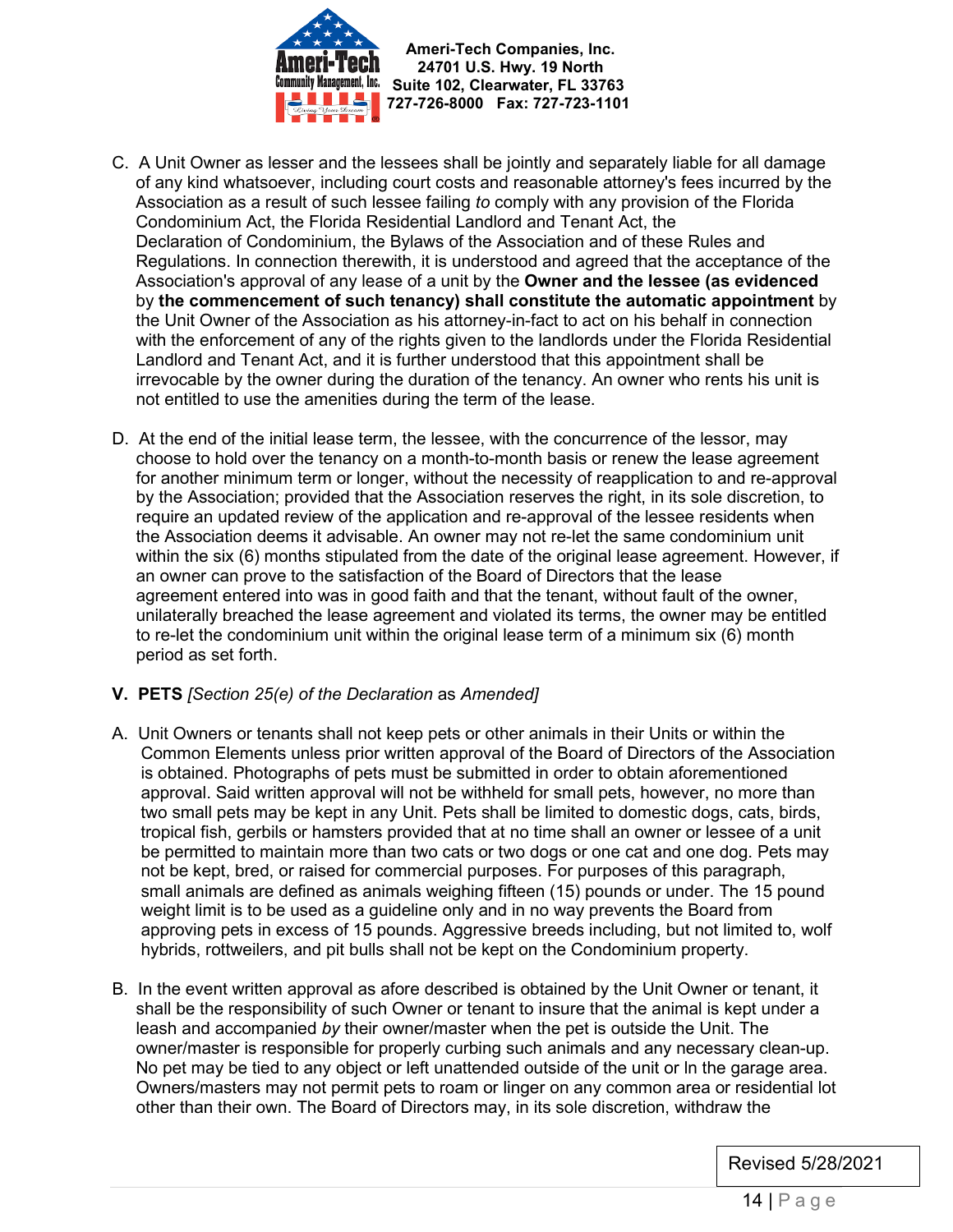C. A Unit Owner as lesser and the lessees shall be jointly and separately liable for all damage of any kind whatsoever, including court costs and reasonable attorney's fees incurred by the Association as a result of such lessee failing *to* comply with any provision of the Florida Condominium Act, the Florida Residential Landlord and Tenant Act, the Declaration of Condominium, the Bylaws of the Association and of these Rules and Regulations. In connection therewith, it is understood and agreed that the acceptance of the Association's approval of any lease of a unit by the **Owner and the lessee (as evidenced** by **the commencement of such tenancy) shall constitute the automatic appointment** by the Unit Owner of the Association as his attorney-in-fact to act on his behalf in connection with the enforcement of any of the rights given to the landlords under the Florida Residential Landlord and Tenant Act, and it is further understood that this appointment shall be irrevocable by the owner during the duration of the tenancy. An owner who rents his unit is not entitled to use the amenities during the term of the lease.

D. At the end of the initial lease term, the lessee, with the concurrence of the lessor, may choose to hold over the tenancy on a month-to-month basis or renew the lease agreement for another minimum term or longer, without the necessity of reapplication to and re-approval by the Association; provided that the Association reserves the right, in its sole discretion, to require an updated review of the application and re-approval of the lessee residents when the Association deems it advisable. An owner may not re-let the same condominium unit within the six (6) months stipulated from the date of the original lease agreement. However, if an owner can prove to the satisfaction of the Board of Directors that the lease agreement entered into was in good faith and that the tenant, without fault of the owner, unilaterally breached the lease agreement and violated its terms, the owner may be entitled to re-let the condominium unit within the original lease term of a minimum six (6) month period as set forth.

## V. PETS *[Section 25(e) of the Declaration* as *Amended]*

A. Unit Owners or tenants shall not keep pets or other animals in their Units or within the Common Elements unless prior written approval of the Board of Directors of the Association is obtained. Photographs of pets must be submitted in order to obtain aforementioned approval. Said written approval will not be withheld for small pets, however, no more than two small pets may be kept in any Unit. Pets shall be limited to domestic dogs, cats, birds, tropical fish, gerbils or hamsters provided that at no time shall an owner or lessee of a unit be permitted to maintain more than two cats or two dogs or one cat and one dog. Pets may not be kept, bred, or raised for commercial purposes. For purposes of this paragraph, small animals are defined as animals weighing fifteen (15) pounds or under. The 15 pound weight limit is to be used as a guideline only and in no way prevents the Board from approving pets in excess of 15 pounds. Aggressive breeds including, but not limited to, wolf hybrids, rottweilers, and pit bulls shall not be kept on the Condominium property.

B. In the event written approval as afore described is obtained by the Unit Owner or tenant, it shall be the responsibility of such Owner or tenant to insure that the animal is kept under a leash and accompanied *by* their owner/master when the pet is outside the Unit. The owner/master is responsible for properly curbing such animals and any necessary clean-up. No pet may be tied to any object or left unattended outside of the unit or In the garage area. Owners/masters may not permit pets to roam or linger on any common area or residential lot other than their own. The Board of Directors may, in its sole discretion, withdraw the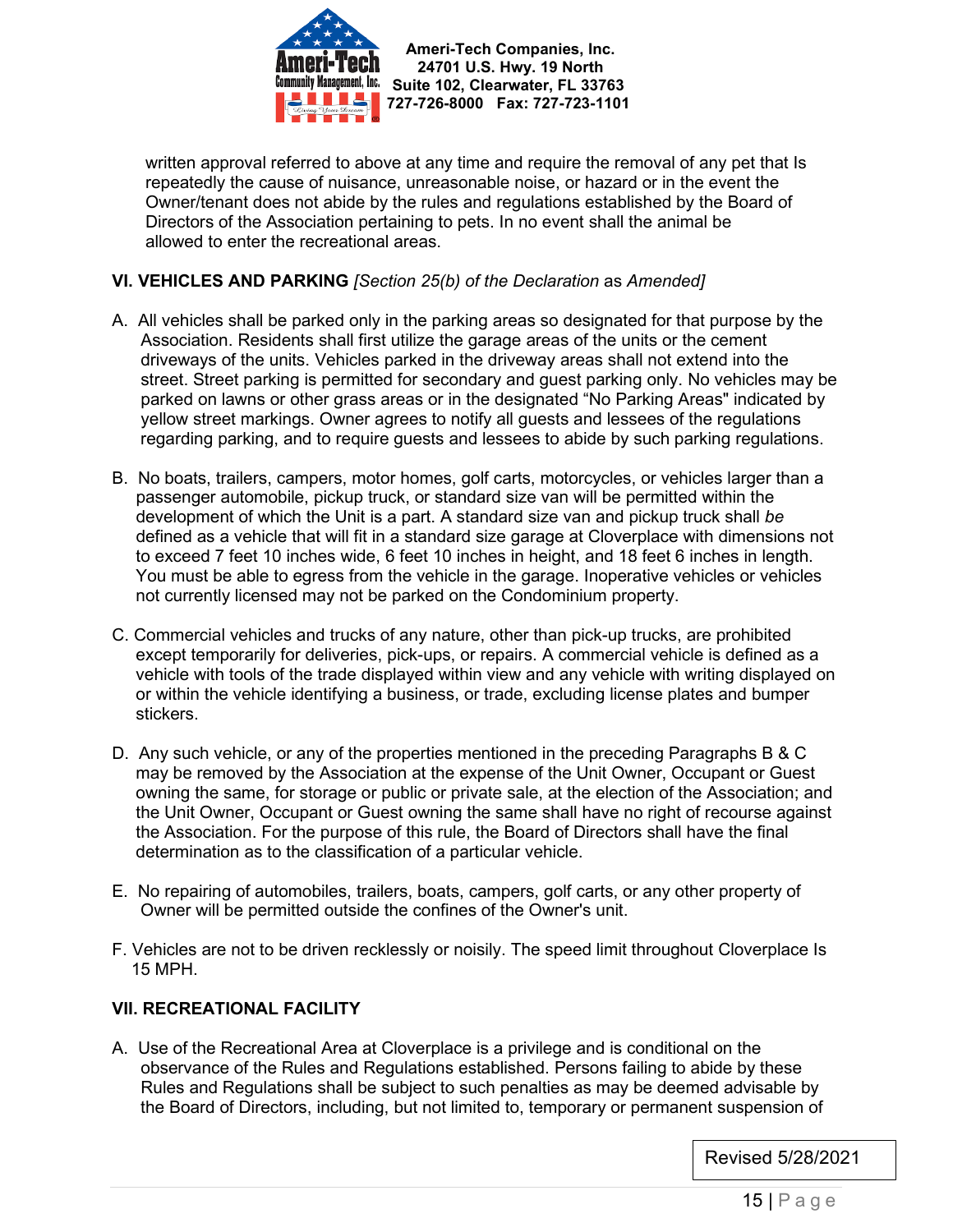written approval referred to above at any time and require the removal of any pet that Is repeatedly the cause of nuisance, unreasonable noise, or hazard or in the event the Owner/tenant does not abide by the rules and regulations established by the Board of Directors of the Association pertaining to pets. In no event shall the animal be allowed to enter the recreational areas.

**VI. VEHICLES AND PARKING** *[Section 25(b) of the Declaration* as *Amended]*

A. All vehicles shall be parked only in the parking areas so designated for that purpose by the Association. Residents shall first utilize the garage areas of the units or the cement driveways of the units. Vehicles parked in the driveway areas shall not extend into the street. Street parking is permitted for secondary and guest parking only. No vehicles may be parked on lawns or other grass areas or in the designated "No Parking Areas" indicated by yellow street markings. Owner agrees to notify all guests and lessees of the regulations regarding parking, and to require guests and lessees to abide by such parking regulations.

B. No boats, trailers, campers, motor homes, golf carts, motorcycles, or vehicles larger than a passenger automobile, pickup truck, or standard size van will be permitted within the development of which the Unit is a part. A standard size van and pickup truck shall *be* defined as a vehicle that will fit in a standard size garage at Cloverplace with dimensions not to exceed 7 feet 10 inches wide, 6 feet 10 inches in height, and 18 feet 6 inches in length. You must be able to egress from the vehicle in the garage. Inoperative vehicles or vehicles not currently licensed may not be parked on the Condominium property.

C. Commercial vehicles and trucks of any nature, other than pick-up trucks, are prohibited except temporarily for deliveries, pick-ups, or repairs. A commercial vehicle is defined as a vehicle with tools of the trade displayed within view and any vehicle with writing displayed on or within the vehicle identifying a business, or trade, excluding license plates and bumper stickers.

D. Any such vehicle, or any of the properties mentioned in the preceding Paragraphs B & C may be removed by the Association at the expense of the Unit Owner, Occupant or Guest owning the same, for storage or public or private sale, at the election of the Association; and the Unit Owner, Occupant or Guest owning the same shall have no right of recourse against the Association. For the purpose of this rule, the Board of Directors shall have the final determination as to the classification of a particular vehicle.

E. No repairing of automobiles, trailers, boats, campers, golf carts, or any other property of Owner will be permitted outside the confines of the Owner's unit.

F. Vehicles are not to be driven recklessly or noisily. The speed limit throughout Cloverplace Is 15 MPH.

**VII. RECREATIONAL FACILITY**

A. Use of the Recreational Area at Cloverplace is a privilege and is conditional on the observance of the Rules and Regulations established. Persons failing to abide by these Rules and Regulations shall be subject to such penalties as may be deemed advisable by the Board of Directors, including, but not limited to, temporary or permanent suspension of

Revised 5/28/2021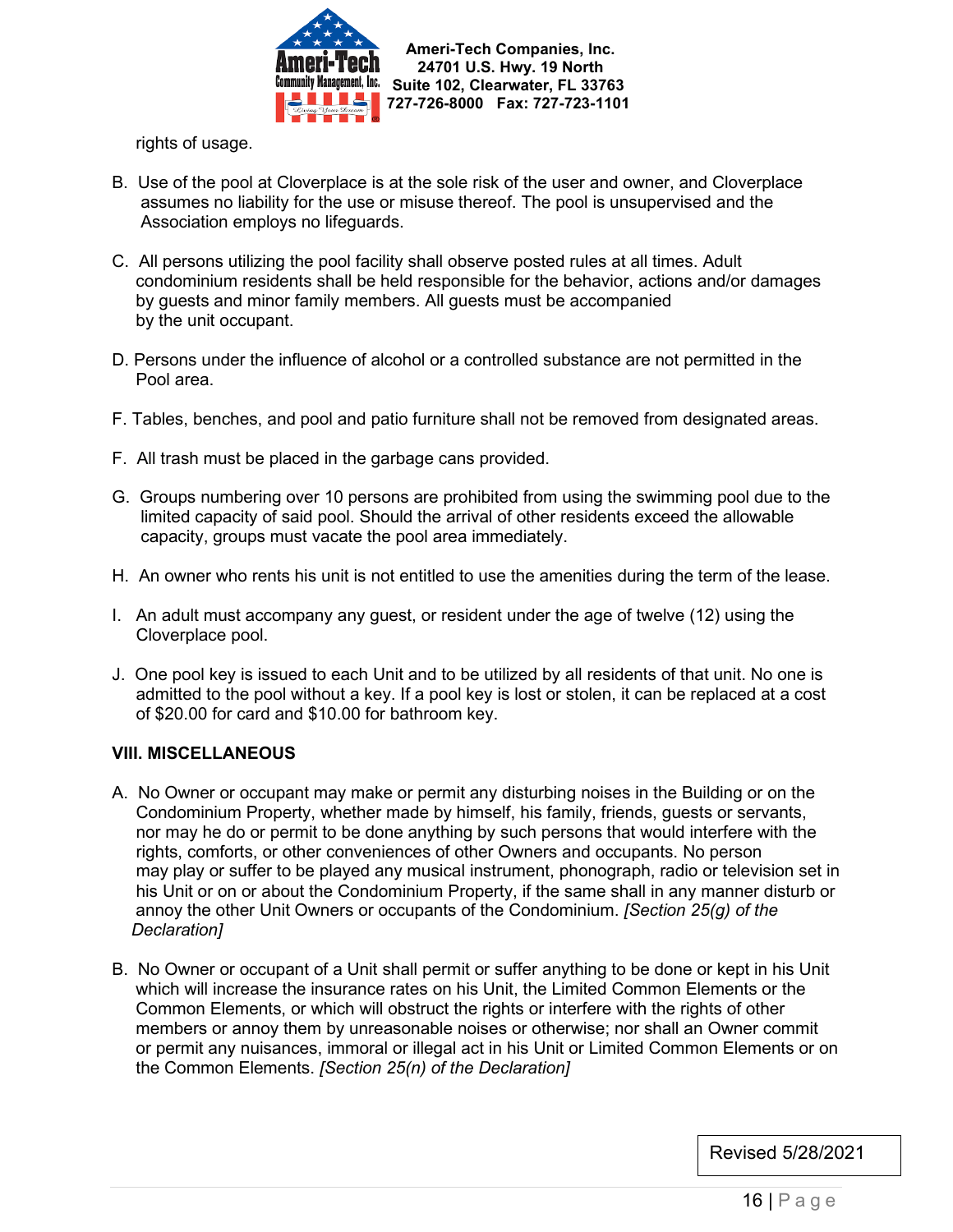rights of usage.

B. Use of the pool at Cloverplace is at the sole risk of the user and owner, and Cloverplace assumes no liability for the use or misuse thereof. The pool is unsupervised and the Association employs no lifeguards.

C. All persons utilizing the pool facility shall observe posted rules at all times. Adult condominium residents shall be held responsible for the behavior, actions and/or damages by guests and minor family members. All guests must be accompanied by the unit occupant.

D. Persons under the influence of alcohol or a controlled substance are not permitted in the Pool area.

F. Tables, benches, and pool and patio furniture shall not be removed from designated areas.

F. All trash must be placed in the garbage cans provided.

G. Groups numbering over 10 persons are prohibited from using the swimming pool due to the limited capacity of said pool. Should the arrival of other residents exceed the allowable capacity, groups must vacate the pool area immediately.

H. An owner who rents his unit is not entitled to use the amenities during the term of the lease.

I. An adult must accompany any guest, or resident under the age of twelve (12) using the Cloverplace pool.

J. One pool key is issued to each Unit and to be utilized by all residents of that unit. No one is admitted to the pool without a key. If a pool key is lost or stolen, it can be replaced at a cost of $20.00 for card and $10.00 for bathroom key.

**VIII. MISCELLANEOUS**

A. No Owner or occupant may make or permit any disturbing noises in the Building or on the Condominium Property, whether made by himself, his family, friends, guests or servants, nor may he do or permit to be done anything by such persons that would interfere with the rights, comforts, or other conveniences of other Owners and occupants. No person may play or suffer to be played any musical instrument, phonograph, radio or television set in his Unit or on or about the Condominium Property, if the same shall in any manner disturb or annoy the other Unit Owners or occupants of the Condominium. *[Section 25(g) of the Declaration]*

B. No Owner or occupant of a Unit shall permit or suffer anything to be done or kept in his Unit which will increase the insurance rates on his Unit, the Limited Common Elements or the Common Elements, or which will obstruct the rights or interfere with the rights of other members or annoy them by unreasonable noises or otherwise; nor shall an Owner commit or permit any nuisances, immoral or illegal act in his Unit or Limited Common Elements or on the Common Elements. *[Section 25(n) of the Declaration]*

Revised 5/28/2021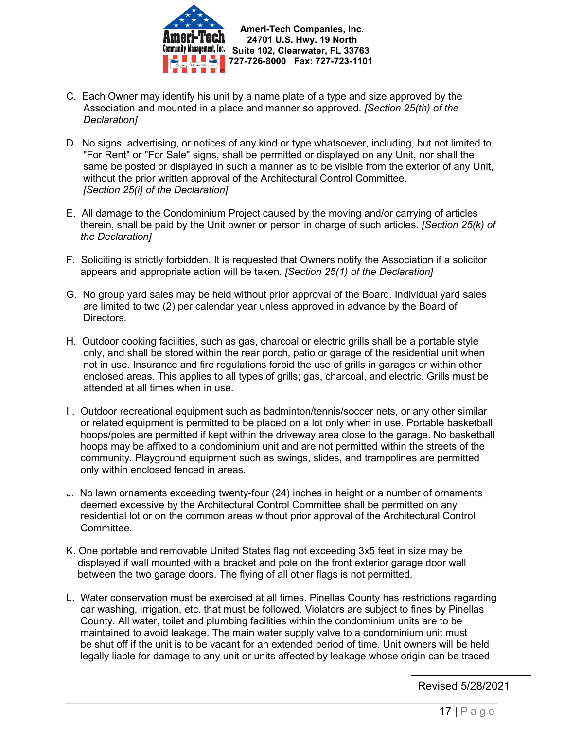C. Each Owner may identify his unit by a name plate of a type and size approved by the Association and mounted in a place and manner so approved. *[Section 25(th) of the Declaration]*

D. No signs, advertising, or notices of any kind or type whatsoever, including, but not limited to, "For Rent" or "For Sale" signs, shall be permitted or displayed on any Unit, nor shall the same be posted or displayed in such a manner as to be visible from the exterior of any Unit, without the prior written approval of the Architectural Control Committee. *[Section 25(i) of the Declaration]*

E. All damage to the Condominium Project caused by the moving and/or carrying of articles therein, shall be paid by the Unit owner or person in charge of such articles. *[Section 25(k) of the Declaration]*

F. Soliciting is strictly forbidden. It is requested that Owners notify the Association if a solicitor appears and appropriate action will be taken. *[Section 25(1) of the Declaration]*

G. No group yard sales may be held without prior approval of the Board. Individual yard sales are limited to two (2) per calendar year unless approved in advance by the Board of Directors.

H. Outdoor cooking facilities, such as gas, charcoal or electric grills shall be a portable style only, and shall be stored within the rear porch, patio or garage of the residential unit when not in use. Insurance and fire regulations forbid the use of grills in garages or within other enclosed areas. This applies to all types of grills; gas, charcoal, and electric. Grills must be attended at all times when in use.

I. Outdoor recreational equipment such as badminton/tennis/soccer nets, or any other similar or related equipment is permitted to be placed on a lot only when in use. Portable basketball hoops/poles are permitted if kept within the driveway area close to the garage. No basketball hoops may be affixed to a condominium unit and are not permitted within the streets of the community. Playground equipment such as swings, slides, and trampolines are permitted only within enclosed fenced in areas.

J. No lawn ornaments exceeding twenty-four (24) inches in height or a number of ornaments deemed excessive by the Architectural Control Committee shall be permitted on any residential lot or on the common areas without prior approval of the Architectural Control Committee.

K. One portable and removable United States flag not exceeding 3x5 feet in size may be displayed if wall mounted with a bracket and pole on the front exterior garage door wall between the two garage doors. The flying of all other flags is not permitted.

L. Water conservation must be exercised at all times. Pinellas County has restrictions regarding car washing, irrigation, etc. that must be followed. Violators are subject to fines by Pinellas County. All water, toilet and plumbing facilities within the condominium units are to be maintained to avoid leakage. The main water supply valve to a condominium unit must be shut off if the unit is to be vacant for an extended period of time. Unit owners will be held legally liable for damage to any unit or units affected by leakage whose origin can be traced

Revised 5/28/2021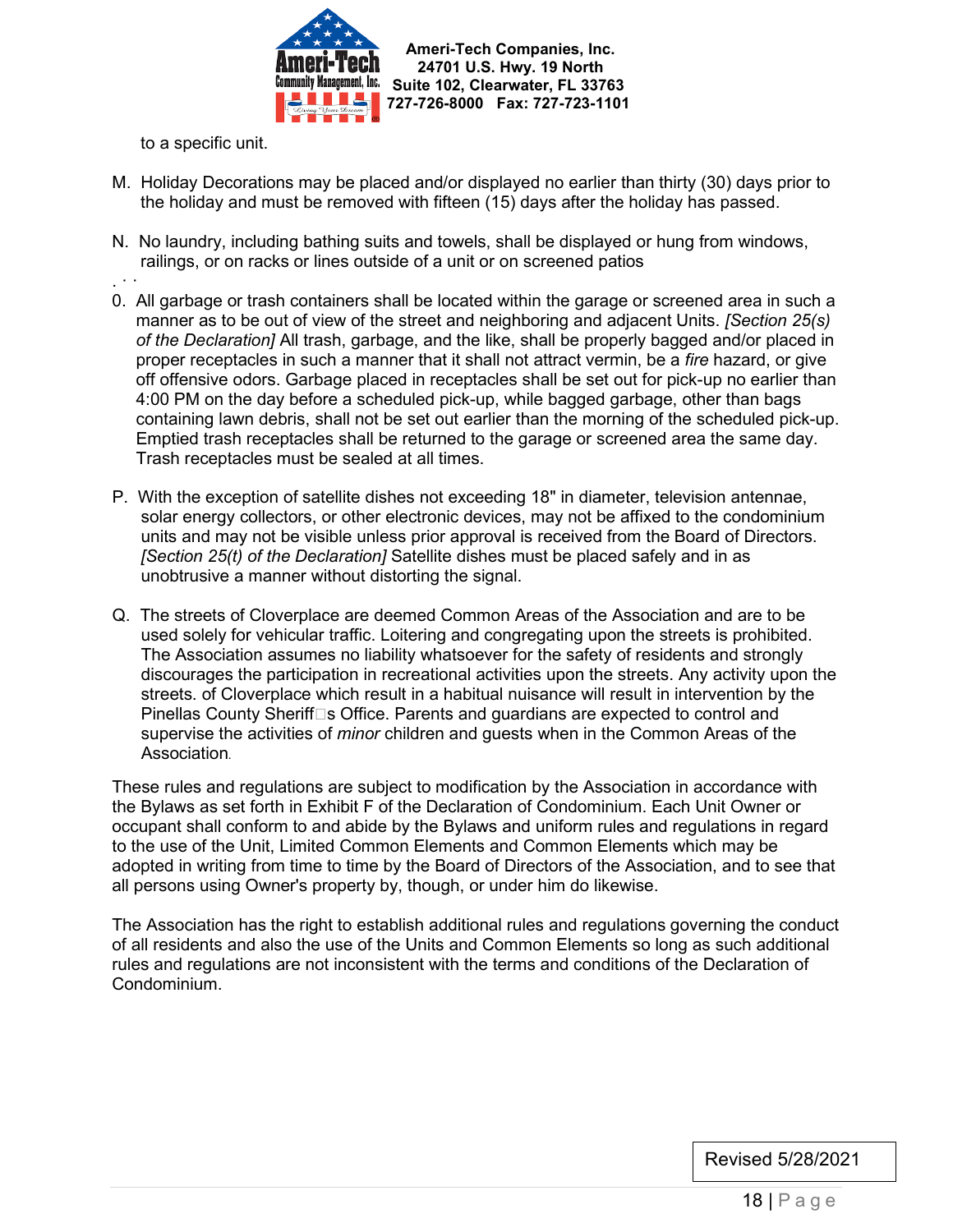to a specific unit.

M. Holiday Decorations may be placed and/or displayed no earlier than thirty (30) days prior to the holiday and must be removed with fifteen (15) days after the holiday has passed.

N. No laundry, including bathing suits and towels, shall be displayed or hung from windows, railings, or on racks or lines outside of a unit or on screened patios

0. All garbage or trash containers shall be located within the garage or screened area in such a manner as to be out of view of the street and neighboring and adjacent Units. *[Section 25(s) of the Declaration]* All trash, garbage, and the like, shall be properly bagged and/or placed in proper receptacles in such a manner that it shall not attract vermin, be a *fire* hazard, or give off offensive odors. Garbage placed in receptacles shall be set out for pick-up no earlier than 4:00 PM on the day before a scheduled pick-up, while bagged garbage, other than bags containing lawn debris, shall not be set out earlier than the morning of the scheduled pick-up. Emptied trash receptacles shall be returned to the garage or screened area the same day. Trash receptacles must be sealed at all times.

P. With the exception of satellite dishes not exceeding 18" in diameter, television antennae, solar energy collectors, or other electronic devices, may not be affixed to the condominium units and may not be visible unless prior approval is received from the Board of Directors. *[Section 25(t) of the Declaration]* Satellite dishes must be placed safely and in as unobtrusive a manner without distorting the signal.

Q. The streets of Cloverplace are deemed Common Areas of the Association and are to be used solely for vehicular traffic. Loitering and congregating upon the streets is prohibited. The Association assumes no liability whatsoever for the safety of residents and strongly discourages the participation in recreational activities upon the streets. Any activity upon the streets. of Cloverplace which result in a habitual nuisance will result in intervention by the Pinellas County Sheriff□s Office. Parents and guardians are expected to control and supervise the activities of *minor* children and guests when in the Common Areas of the Association.

These rules and regulations are subject to modification by the Association in accordance with the Bylaws as set forth in Exhibit F of the Declaration of Condominium. Each Unit Owner or occupant shall conform to and abide by the Bylaws and uniform rules and regulations in regard to the use of the Unit, Limited Common Elements and Common Elements which may be adopted in writing from time to time by the Board of Directors of the Association, and to see that all persons using Owner's property by, though, or under him do likewise.

The Association has the right to establish additional rules and regulations governing the conduct of all residents and also the use of the Units and Common Elements so long as such additional rules and regulations are not inconsistent with the terms and conditions of the Declaration of Condominium.

Revised 5/28/2021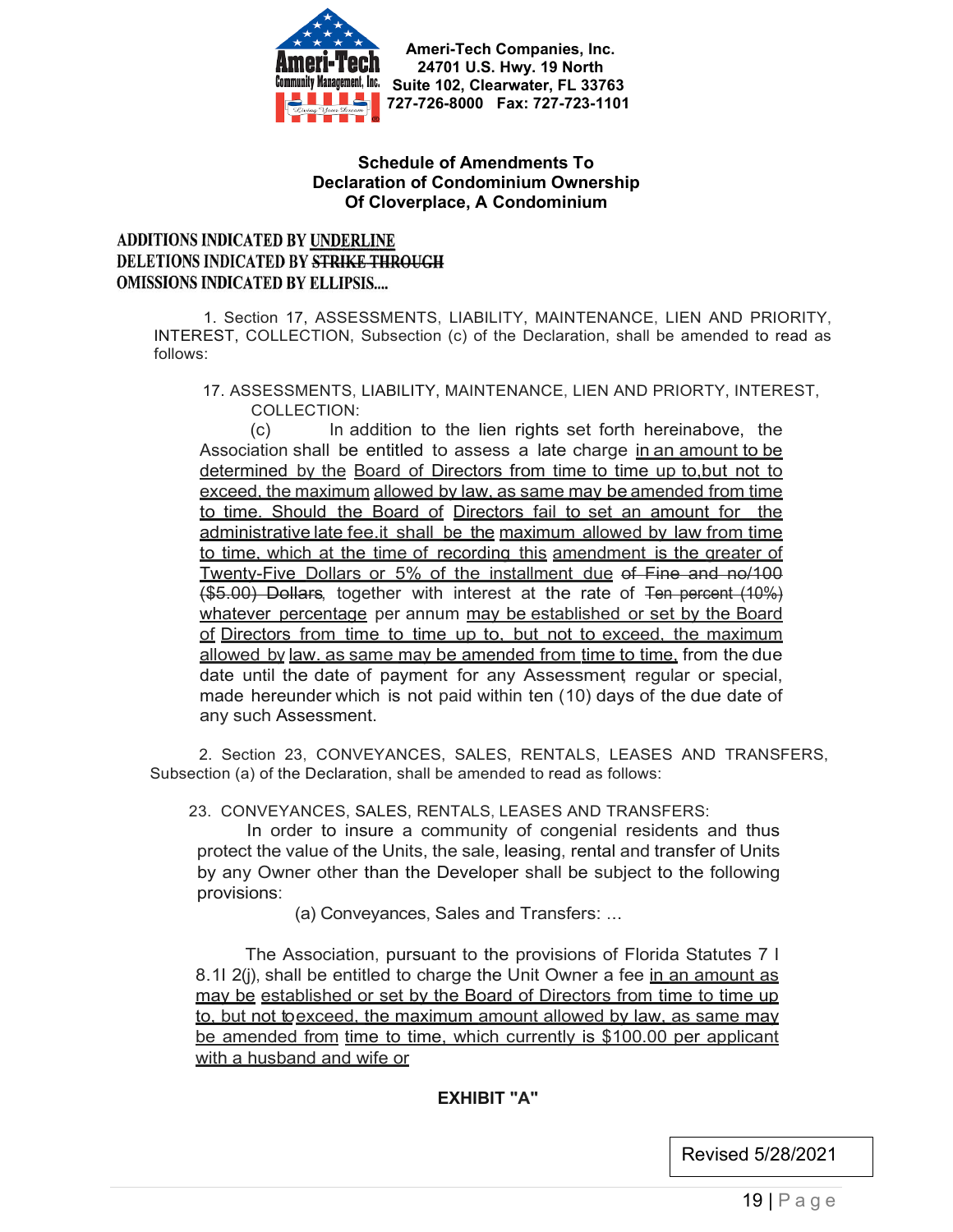Ameri-Tech Companies, Inc.
24701 U.S. Hwy. 19 North
Suite 102, Clearwater, FL 33763
727-726-8000 Fax: 727-723-1101

**Schedule of Amendments To**
**Declaration of Condominium Ownership**
**Of Cloverplace, A Condominium**

**ADDITIONS INDICATED BY <u>UNDERLINE</u>**
**DELETIONS INDICATED BY ~~STRIKE THROUGH~~**
**OMISSIONS INDICATED BY ELLIPSIS....**

1. Section 17, ASSESSMENTS, LIABILITY, MAINTENANCE, LIEN AND PRIORITY, INTEREST, COLLECTION, Subsection (c) of the Declaration, shall be amended to read as follows:

17. ASSESSMENTS, LIABILITY, MAINTENANCE, LIEN AND PRIORTY, INTEREST, COLLECTION:

(c) In addition to the lien rights set forth hereinabove, the Association shall be entitled to assess a late charge <u>in an amount to be determined by the Board of Directors from time to time up to,but not to exceed, the maximum allowed by law, as same may be amended from time to time. Should the Board of Directors fail to set an amount for the administrative late fee.it shall be the maximum allowed by law from time to time, which at the time of recording this amendment is the greater of Twenty-Five Dollars or 5% of the installment due</u> ~~of Fine and no/100 ($5.00) Dollars~~, together with interest at the rate of ~~Ten percent (10%)~~ <u>whatever percentage</u> per annum <u>may be established or set by the Board of Directors from time to time up to, but not to exceed, the maximum allowed by law. as same may be amended from time to time,</u> from the due date until the date of payment for any Assessment, regular or special, made hereunder which is not paid within ten (10) days of the due date of any such Assessment.

2. Section 23, CONVEYANCES, SALES, RENTALS, LEASES AND TRANSFERS, Subsection (a) of the Declaration, shall be amended to read as follows:

23. CONVEYANCES, SALES, RENTALS, LEASES AND TRANSFERS:

In order to insure a community of congenial residents and thus protect the value of the Units, the sale, leasing, rental and transfer of Units by any Owner other than the Developer shall be subject to the following provisions:

(a) Conveyances, Sales and Transfers: ...

The Association, pursuant to the provisions of Florida Statutes 7 l 8.1l 2(j), shall be entitled to charge the Unit Owner a fee <u>in an amount as may be established or set by the Board of Directors from time to time up to, but not toexceed, the maximum amount allowed by law, as same may be amended from time to time, which currently is $100.00 per applicant with a husband and wife or</u>

**EXHIBIT "A"**

Revised 5/28/2021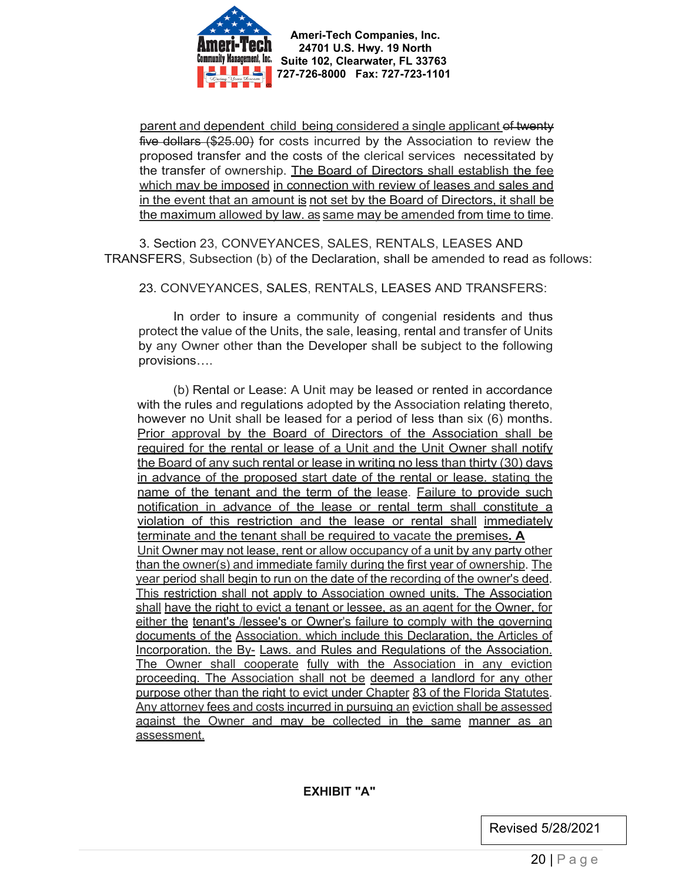parent and dependent child being considered a single applicant ~~of twenty five dollars ($25.00)~~ for costs incurred by the Association to review the proposed transfer and the costs of the clerical services necessitated by the transfer of ownership. The Board of Directors shall establish the fee which may be imposed in connection with review of leases and sales and in the event that an amount is not set by the Board of Directors, it shall be the maximum allowed by law. as same may be amended from time to time.

3. Section 23, CONVEYANCES, SALES, RENTALS, LEASES AND TRANSFERS, Subsection (b) of the Declaration, shall be amended to read as follows:

23. CONVEYANCES, SALES, RENTALS, LEASES AND TRANSFERS:

In order to insure a community of congenial residents and thus protect the value of the Units, the sale, leasing, rental and transfer of Units by any Owner other than the Developer shall be subject to the following provisions….

(b) Rental or Lease: A Unit may be leased or rented in accordance with the rules and regulations adopted by the Association relating thereto, however no Unit shall be leased for a period of less than six (6) months. Prior approval by the Board of Directors of the Association shall be required for the rental or lease of a Unit and the Unit Owner shall notify the Board of any such rental or lease in writing no less than thirty (30) days in advance of the proposed start date of the rental or lease, stating the name of the tenant and the term of the lease. Failure to provide such notification in advance of the lease or rental term shall constitute a violation of this restriction and the lease or rental shall immediately terminate and the tenant shall be required to vacate the premises**. A** Unit Owner may not lease, rent or allow occupancy of a unit by any party other than the owner(s) and immediate family during the first year of ownership. The year period shall begin to run on the date of the recording of the owner's deed. This restriction shall not apply to Association owned units. The Association shall have the right to evict a tenant or lessee, as an agent for the Owner, for either the tenant's /lessee's or Owner's failure to comply with the governing documents of the Association, which include this Declaration, the Articles of Incorporation, the By- Laws, and Rules and Regulations of the Association. The Owner shall cooperate fully with the Association in any eviction proceeding. The Association shall not be deemed a landlord for any other purpose other than the right to evict under Chapter 83 of the Florida Statutes. Any attorney fees and costs incurred in pursuing an eviction shall be assessed against the Owner and may be collected in the same manner as an assessment.

**EXHIBIT "A"**

Revised 5/28/2021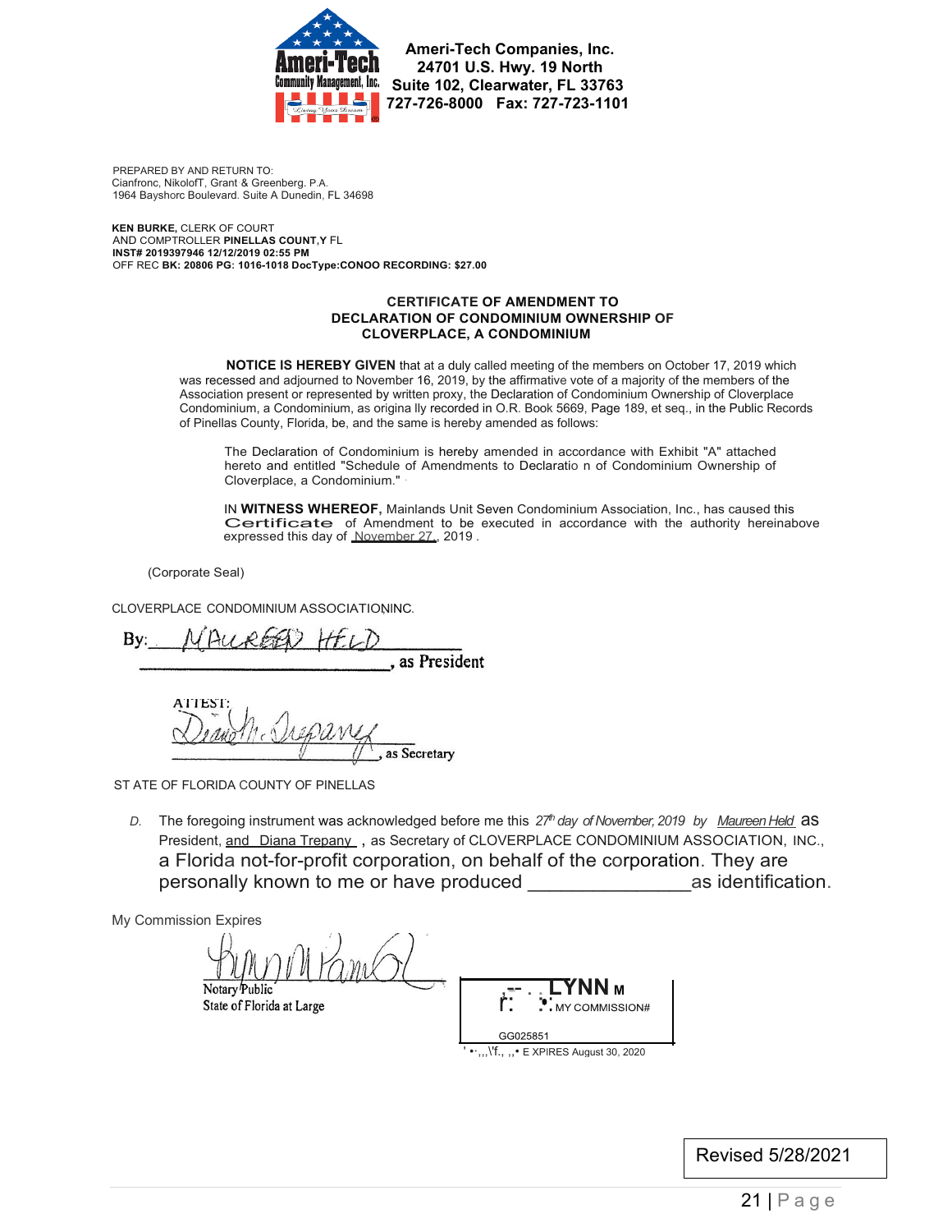**Ameri-Tech Companies, Inc.**
**24701 U.S. Hwy. 19 North**
**Suite 102, Clearwater, FL 33763**
**727-726-8000 Fax: 727-723-1101**

PREPARED BY AND RETURN TO:
Cianfronc, NikolofT, Grant & Greenberg. P.A.
1964 Bayshorc Boulevard. Suite A Dunedin, FL 34698

**KEN BURKE,** CLERK OF COURT
AND COMPTROLLER **PINELLAS COUNT,Y** FL
**INST# 2019397946 12/12/2019 02:55 PM**
OFF REC **BK: 20806 PG: 1016-1018 DocType:CONOO RECORDING: $27.00**

## CERTIFICATE OF AMENDMENT TO DECLARATION OF CONDOMINIUM OWNERSHIP OF CLOVERPLACE, A CONDOMINIUM

**NOTICE IS HEREBY GIVEN** that at a duly called meeting of the members on October 17, 2019 which was recessed and adjourned to November 16, 2019, by the affirmative vote of a majority of the members of the Association present or represented by written proxy, the Declaration of Condominium Ownership of Cloverplace Condominium, a Condominium, as origina lly recorded in O.R. Book 5669, Page 189, et seq., in the Public Records of Pinellas County, Florida, be, and the same is hereby amended as follows:

The Declaration of Condominium is hereby amended in accordance with Exhibit "A" attached hereto and entitled "Schedule of Amendments to Declaratio n of Condominium Ownership of Cloverplace, a Condominium."

IN **WITNESS WHEREOF,** Mainlands Unit Seven Condominium Association, Inc., has caused this Certificate of Amendment to be executed in accordance with the authority hereinabove expressed this day of November 27, 2019 .

(Corporate Seal)

CLOVERPLACE CONDOMINIUM ASSOCIATIONINC.

By: MAUREEN HELD
______________________________, as President

ATTEST:
Diane M. Trepany
______________________________, as Secretary

ST ATE OF FLORIDA COUNTY OF PINELLAS

D. The foregoing instrument was acknowledged before me this *27th day of November, 2019* by *Maureen Held* as President, and Diana Trepany , as Secretary of CLOVERPLACE CONDOMINIUM ASSOCIATION, INC., a Florida not-for-profit corporation, on behalf of the corporation. They are personally known to me or have produced ________________as identification.

My Commission Expires

Notary Public
State of Florida at Large

LYNN M
MY COMMISSION#
GG025851
EXPIRES August 30, 2020

Revised 5/28/2021